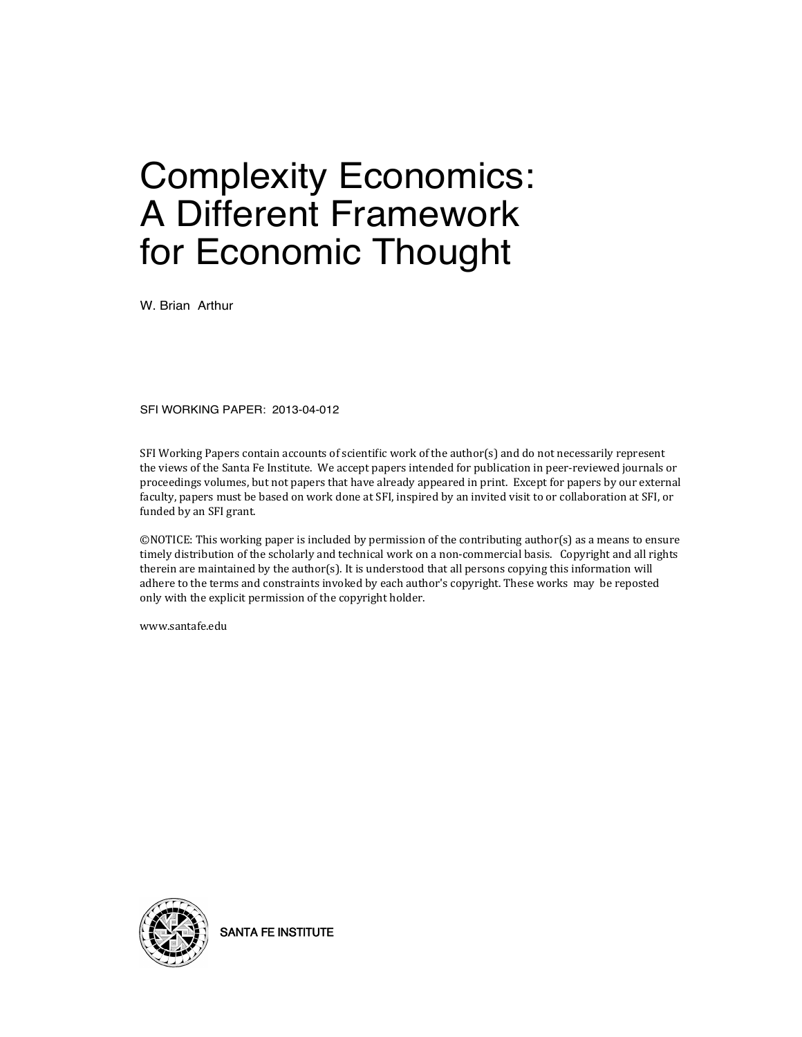# Complexity Economics: A Different Framework for Economic Thought

W. Brian Arthur

SFI WORKING PAPER: 2013-04-012

SFI Working Papers contain accounts of scientific work of the author(s) and do not necessarily represent the views of the Santa Fe Institute. We accept papers intended for publication in peer-reviewed journals or proceedings volumes, but not papers that have already appeared in print. Except for papers by our external faculty, papers must be based on work done at SFI, inspired by an invited visit to or collaboration at SFI, or funded by an SFI grant.

©NOTICE: This working paper is included by permission of the contributing author(s) as a means to ensure timely distribution of the scholarly and technical work on a non-commercial basis. Copyright and all rights therein are maintained by the author(s). It is understood that all persons copying this information will adhere to the terms and constraints invoked by each author's copyright. These works may be reposted only with the explicit permission of the copyright holder.

www.santafe.edu

SANTA FE INSTITUTE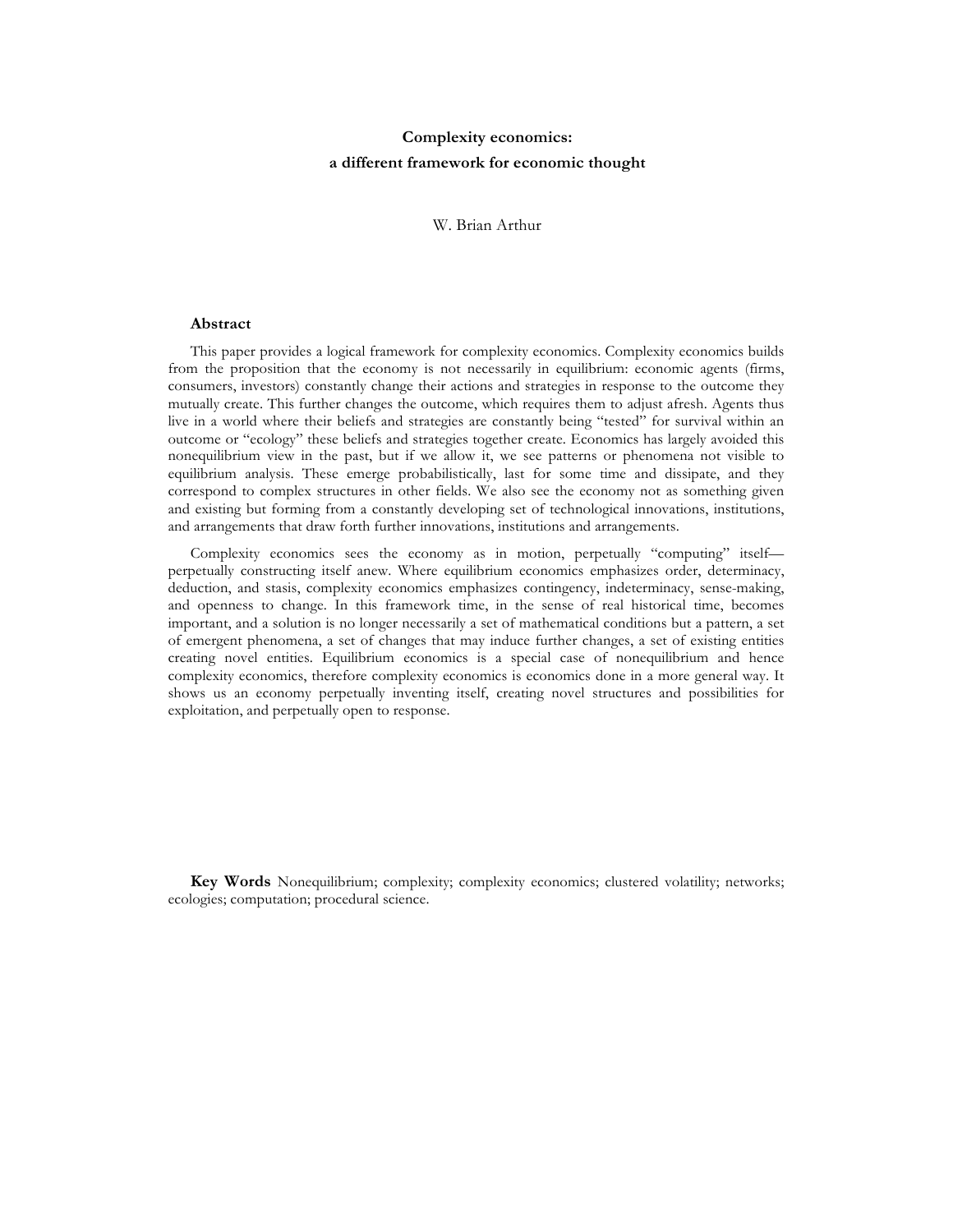# Complexity economics:
## a different framework for economic thought

W. Brian Arthur

### Abstract

This paper provides a logical framework for complexity economics. Complexity economics builds from the proposition that the economy is not necessarily in equilibrium: economic agents (firms, consumers, investors) constantly change their actions and strategies in response to the outcome they mutually create. This further changes the outcome, which requires them to adjust afresh. Agents thus live in a world where their beliefs and strategies are constantly being "tested" for survival within an outcome or "ecology" these beliefs and strategies together create. Economics has largely avoided this nonequilibrium view in the past, but if we allow it, we see patterns or phenomena not visible to equilibrium analysis. These emerge probabilistically, last for some time and dissipate, and they correspond to complex structures in other fields. We also see the economy not as something given and existing but forming from a constantly developing set of technological innovations, institutions, and arrangements that draw forth further innovations, institutions and arrangements.

Complexity economics sees the economy as in motion, perpetually "computing" itself—perpetually constructing itself anew. Where equilibrium economics emphasizes order, determinacy, deduction, and stasis, complexity economics emphasizes contingency, indeterminacy, sense-making, and openness to change. In this framework time, in the sense of real historical time, becomes important, and a solution is no longer necessarily a set of mathematical conditions but a pattern, a set of emergent phenomena, a set of changes that may induce further changes, a set of existing entities creating novel entities. Equilibrium economics is a special case of nonequilibrium and hence complexity economics, therefore complexity economics is economics done in a more general way. It shows us an economy perpetually inventing itself, creating novel structures and possibilities for exploitation, and perpetually open to response.

**Key Words** Nonequilibrium; complexity; complexity economics; clustered volatility; networks; ecologies; computation; procedural science.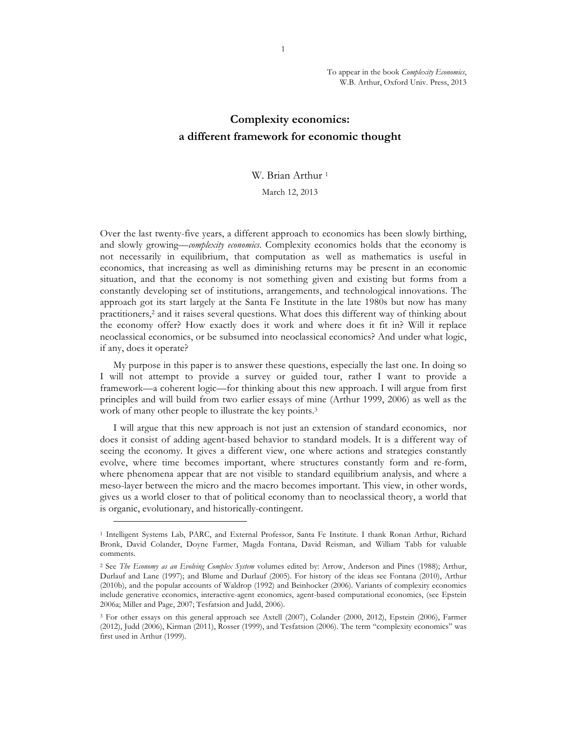To appear in the book *Complexity Economics*,
W.B. Arthur, Oxford Univ. Press, 2013

# Complexity economics:
# a different framework for economic thought

W. Brian Arthur [1]

March 12, 2013

Over the last twenty-five years, a different approach to economics has been slowly birthing, and slowly growing—*complexity economics*. Complexity economics holds that the economy is not necessarily in equilibrium, that computation as well as mathematics is useful in economics, that increasing as well as diminishing returns may be present in an economic situation, and that the economy is not something given and existing but forms from a constantly developing set of institutions, arrangements, and technological innovations. The approach got its start largely at the Santa Fe Institute in the late 1980s but now has many practitioners,[2] and it raises several questions. What does this different way of thinking about the economy offer? How exactly does it work and where does it fit in? Will it replace neoclassical economics, or be subsumed into neoclassical economics? And under what logic, if any, does it operate?

My purpose in this paper is to answer these questions, especially the last one. In doing so I will not attempt to provide a survey or guided tour, rather I want to provide a framework—a coherent logic—for thinking about this new approach. I will argue from first principles and will build from two earlier essays of mine (Arthur 1999, 2006) as well as the work of many other people to illustrate the key points.[3]

I will argue that this new approach is not just an extension of standard economics, nor does it consist of adding agent-based behavior to standard models. It is a different way of seeing the economy. It gives a different view, one where actions and strategies constantly evolve, where time becomes important, where structures constantly form and re-form, where phenomena appear that are not visible to standard equilibrium analysis, and where a meso-layer between the micro and the macro becomes important. This view, in other words, gives us a world closer to that of political economy than to neoclassical theory, a world that is organic, evolutionary, and historically-contingent.

---

[1] Intelligent Systems Lab, PARC, and External Professor, Santa Fe Institute. I thank Ronan Arthur, Richard Bronk, David Colander, Doyne Farmer, Magda Fontana, David Reisman, and William Tabb for valuable comments.

[2] See *The Economy as an Evolving Complex System* volumes edited by: Arrow, Anderson and Pines (1988); Arthur, Durlauf and Lane (1997); and Blume and Durlauf (2005). For history of the ideas see Fontana (2010), Arthur (2010b), and the popular accounts of Waldrop (1992) and Beinhocker (2006). Variants of complexity economics include generative economics, interactive-agent economics, agent-based computational economics, (see Epstein 2006a; Miller and Page, 2007; Tesfatsion and Judd, 2006).

[3] For other essays on this general approach see Axtell (2007), Colander (2000, 2012), Epstein (2006), Farmer (2012), Judd (2006), Kirman (2011), Rosser (1999), and Tesfatsion (2006). The term "complexity economics" was first used in Arthur (1999).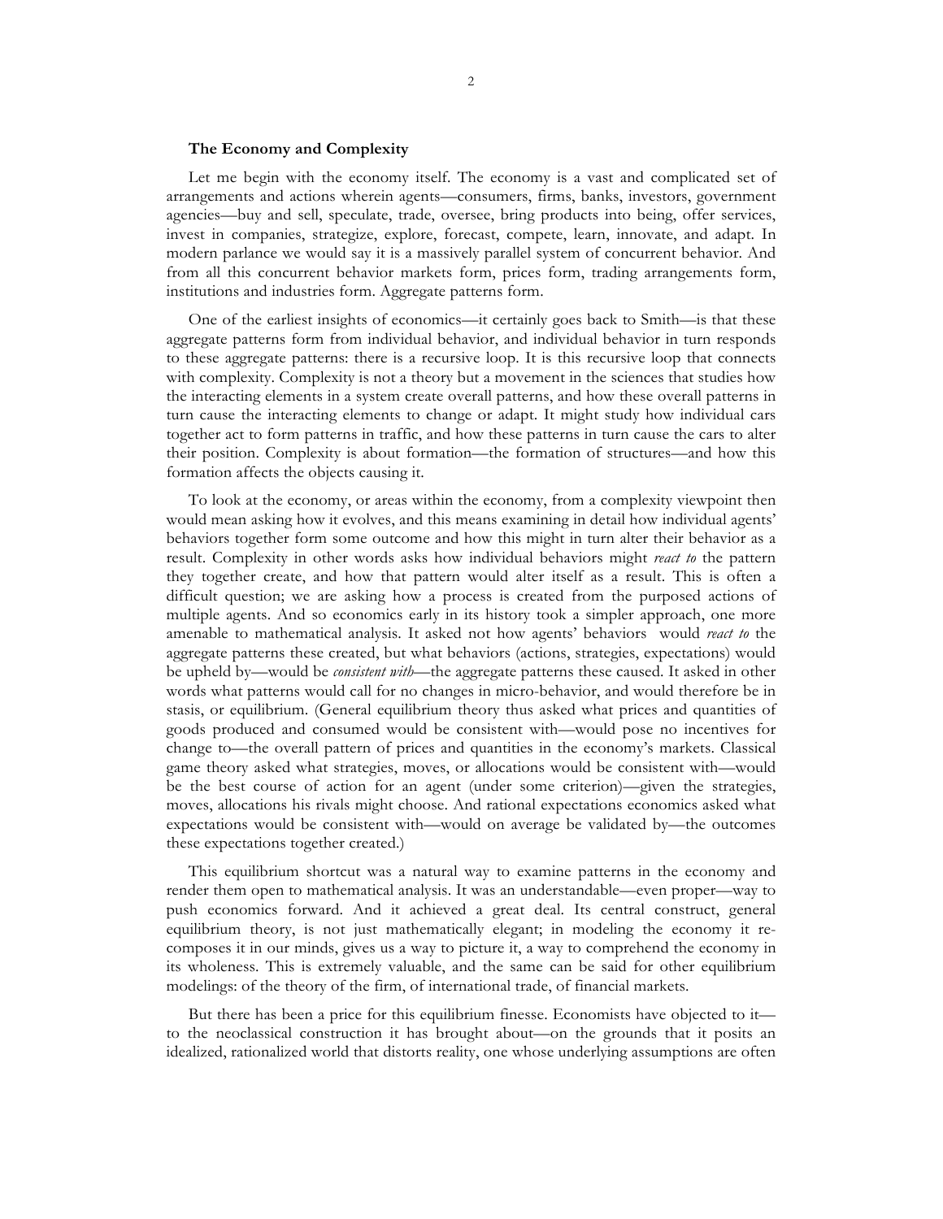**The Economy and Complexity**

Let me begin with the economy itself. The economy is a vast and complicated set of arrangements and actions wherein agents—consumers, firms, banks, investors, government agencies—buy and sell, speculate, trade, oversee, bring products into being, offer services, invest in companies, strategize, explore, forecast, compete, learn, innovate, and adapt. In modern parlance we would say it is a massively parallel system of concurrent behavior. And from all this concurrent behavior markets form, prices form, trading arrangements form, institutions and industries form. Aggregate patterns form.

One of the earliest insights of economics—it certainly goes back to Smith—is that these aggregate patterns form from individual behavior, and individual behavior in turn responds to these aggregate patterns: there is a recursive loop. It is this recursive loop that connects with complexity. Complexity is not a theory but a movement in the sciences that studies how the interacting elements in a system create overall patterns, and how these overall patterns in turn cause the interacting elements to change or adapt. It might study how individual cars together act to form patterns in traffic, and how these patterns in turn cause the cars to alter their position. Complexity is about formation—the formation of structures—and how this formation affects the objects causing it.

To look at the economy, or areas within the economy, from a complexity viewpoint then would mean asking how it evolves, and this means examining in detail how individual agents' behaviors together form some outcome and how this might in turn alter their behavior as a result. Complexity in other words asks how individual behaviors might *react to* the pattern they together create, and how that pattern would alter itself as a result. This is often a difficult question; we are asking how a process is created from the purposed actions of multiple agents. And so economics early in its history took a simpler approach, one more amenable to mathematical analysis. It asked not how agents' behaviors would *react to* the aggregate patterns these created, but what behaviors (actions, strategies, expectations) would be upheld by—would be *consistent with*—the aggregate patterns these caused. It asked in other words what patterns would call for no changes in micro-behavior, and would therefore be in stasis, or equilibrium. (General equilibrium theory thus asked what prices and quantities of goods produced and consumed would be consistent with—would pose no incentives for change to—the overall pattern of prices and quantities in the economy's markets. Classical game theory asked what strategies, moves, or allocations would be consistent with—would be the best course of action for an agent (under some criterion)—given the strategies, moves, allocations his rivals might choose. And rational expectations economics asked what expectations would be consistent with—would on average be validated by—the outcomes these expectations together created.)

This equilibrium shortcut was a natural way to examine patterns in the economy and render them open to mathematical analysis. It was an understandable—even proper—way to push economics forward. And it achieved a great deal. Its central construct, general equilibrium theory, is not just mathematically elegant; in modeling the economy it re-composes it in our minds, gives us a way to picture it, a way to comprehend the economy in its wholeness. This is extremely valuable, and the same can be said for other equilibrium modelings: of the theory of the firm, of international trade, of financial markets.

But there has been a price for this equilibrium finesse. Economists have objected to it—to the neoclassical construction it has brought about—on the grounds that it posits an idealized, rationalized world that distorts reality, one whose underlying assumptions are often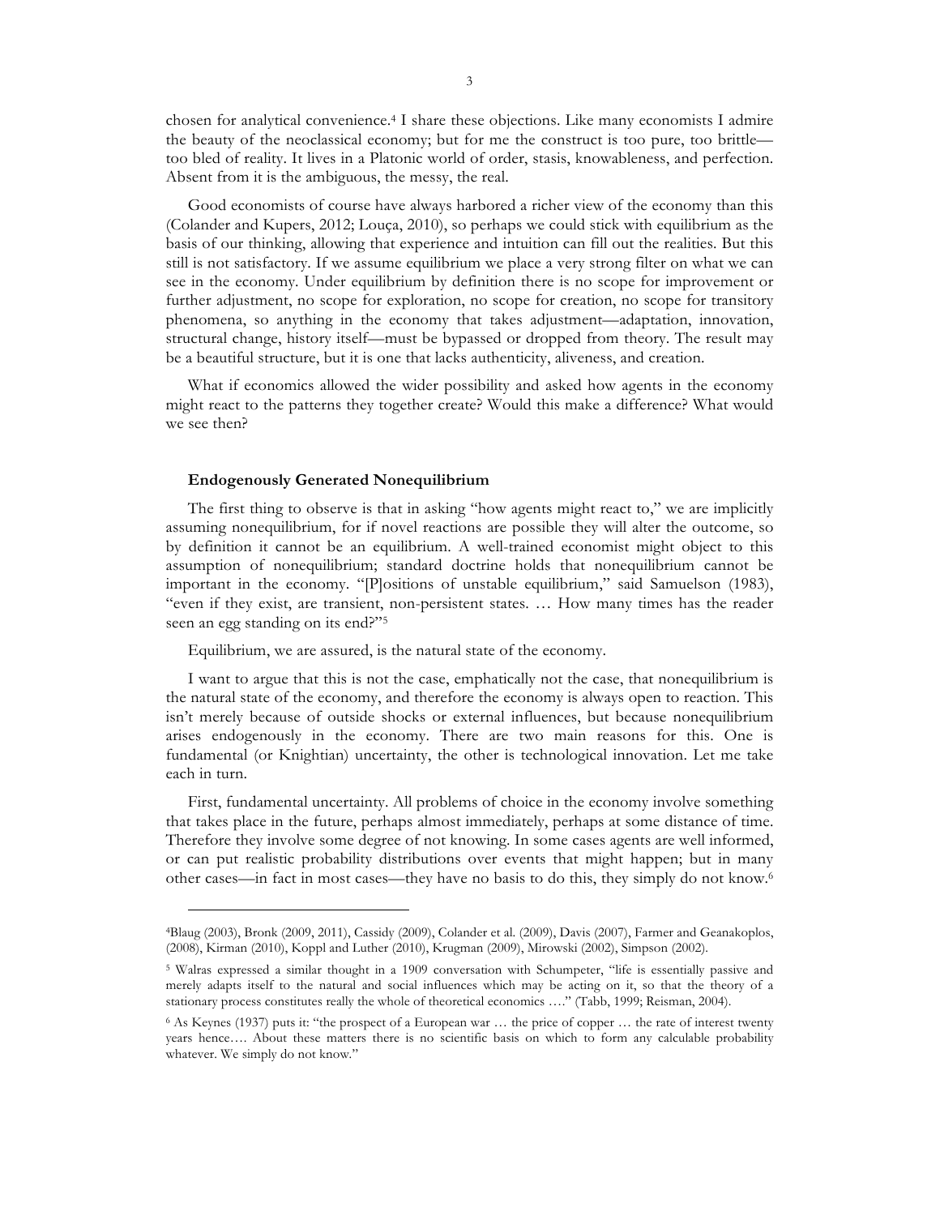chosen for analytical convenience.[4] I share these objections. Like many economists I admire the beauty of the neoclassical economy; but for me the construct is too pure, too brittle—too bled of reality. It lives in a Platonic world of order, stasis, knowableness, and perfection. Absent from it is the ambiguous, the messy, the real.

Good economists of course have always harbored a richer view of the economy than this (Colander and Kupers, 2012; Louça, 2010), so perhaps we could stick with equilibrium as the basis of our thinking, allowing that experience and intuition can fill out the realities. But this still is not satisfactory. If we assume equilibrium we place a very strong filter on what we can see in the economy. Under equilibrium by definition there is no scope for improvement or further adjustment, no scope for exploration, no scope for creation, no scope for transitory phenomena, so anything in the economy that takes adjustment—adaptation, innovation, structural change, history itself—must be bypassed or dropped from theory. The result may be a beautiful structure, but it is one that lacks authenticity, aliveness, and creation.

What if economics allowed the wider possibility and asked how agents in the economy might react to the patterns they together create? Would this make a difference? What would we see then?

## Endogenously Generated Nonequilibrium

The first thing to observe is that in asking "how agents might react to," we are implicitly assuming nonequilibrium, for if novel reactions are possible they will alter the outcome, so by definition it cannot be an equilibrium. A well-trained economist might object to this assumption of nonequilibrium; standard doctrine holds that nonequilibrium cannot be important in the economy. "[P]ositions of unstable equilibrium," said Samuelson (1983), "even if they exist, are transient, non-persistent states. … How many times has the reader seen an egg standing on its end?"[5]

Equilibrium, we are assured, is the natural state of the economy.

I want to argue that this is not the case, emphatically not the case, that nonequilibrium is the natural state of the economy, and therefore the economy is always open to reaction. This isn't merely because of outside shocks or external influences, but because nonequilibrium arises endogenously in the economy. There are two main reasons for this. One is fundamental (or Knightian) uncertainty, the other is technological innovation. Let me take each in turn.

First, fundamental uncertainty. All problems of choice in the economy involve something that takes place in the future, perhaps almost immediately, perhaps at some distance of time. Therefore they involve some degree of not knowing. In some cases agents are well informed, or can put realistic probability distributions over events that might happen; but in many other cases—in fact in most cases—they have no basis to do this, they simply do not know.[6]

---

[4] Blaug (2003), Bronk (2009, 2011), Cassidy (2009), Colander et al. (2009), Davis (2007), Farmer and Geanakoplos, (2008), Kirman (2010), Koppl and Luther (2010), Krugman (2009), Mirowski (2002), Simpson (2002).

[5] Walras expressed a similar thought in a 1909 conversation with Schumpeter, "life is essentially passive and merely adapts itself to the natural and social influences which may be acting on it, so that the theory of a stationary process constitutes really the whole of theoretical economics …." (Tabb, 1999; Reisman, 2004).

[6] As Keynes (1937) puts it: "the prospect of a European war … the price of copper … the rate of interest twenty years hence…. About these matters there is no scientific basis on which to form any calculable probability whatever. We simply do not know."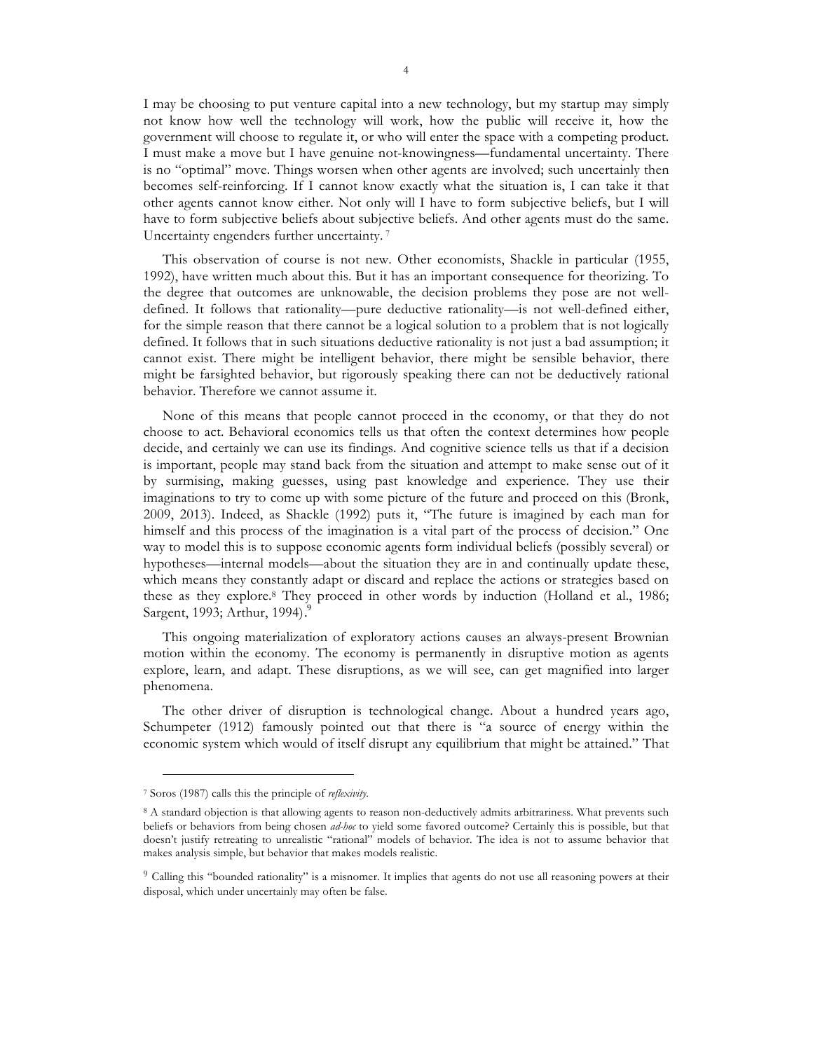I may be choosing to put venture capital into a new technology, but my startup may simply not know how well the technology will work, how the public will receive it, how the government will choose to regulate it, or who will enter the space with a competing product. I must make a move but I have genuine not-knowingness—fundamental uncertainty. There is no "optimal" move. Things worsen when other agents are involved; such uncertainly then becomes self-reinforcing. If I cannot know exactly what the situation is, I can take it that other agents cannot know either. Not only will I have to form subjective beliefs, but I will have to form subjective beliefs about subjective beliefs. And other agents must do the same. Uncertainty engenders further uncertainty. [7]

This observation of course is not new. Other economists, Shackle in particular (1955, 1992), have written much about this. But it has an important consequence for theorizing. To the degree that outcomes are unknowable, the decision problems they pose are not well-defined. It follows that rationality—pure deductive rationality—is not well-defined either, for the simple reason that there cannot be a logical solution to a problem that is not logically defined. It follows that in such situations deductive rationality is not just a bad assumption; it cannot exist. There might be intelligent behavior, there might be sensible behavior, there might be farsighted behavior, but rigorously speaking there can not be deductively rational behavior. Therefore we cannot assume it.

None of this means that people cannot proceed in the economy, or that they do not choose to act. Behavioral economics tells us that often the context determines how people decide, and certainly we can use its findings. And cognitive science tells us that if a decision is important, people may stand back from the situation and attempt to make sense out of it by surmising, making guesses, using past knowledge and experience. They use their imaginations to try to come up with some picture of the future and proceed on this (Bronk, 2009, 2013). Indeed, as Shackle (1992) puts it, "The future is imagined by each man for himself and this process of the imagination is a vital part of the process of decision." One way to model this is to suppose economic agents form individual beliefs (possibly several) or hypotheses—internal models—about the situation they are in and continually update these, which means they constantly adapt or discard and replace the actions or strategies based on these as they explore.[8] They proceed in other words by induction (Holland et al., 1986; Sargent, 1993; Arthur, 1994).[9]

This ongoing materialization of exploratory actions causes an always-present Brownian motion within the economy. The economy is permanently in disruptive motion as agents explore, learn, and adapt. These disruptions, as we will see, can get magnified into larger phenomena.

The other driver of disruption is technological change. About a hundred years ago, Schumpeter (1912) famously pointed out that there is "a source of energy within the economic system which would of itself disrupt any equilibrium that might be attained." That

---

[7] Soros (1987) calls this the principle of *reflexivity*.

[8] A standard objection is that allowing agents to reason non-deductively admits arbitrariness. What prevents such beliefs or behaviors from being chosen *ad-hoc* to yield some favored outcome? Certainly this is possible, but that doesn't justify retreating to unrealistic "rational" models of behavior. The idea is not to assume behavior that makes analysis simple, but behavior that makes models realistic.

[9] Calling this "bounded rationality" is a misnomer. It implies that agents do not use all reasoning powers at their disposal, which under uncertainly may often be false.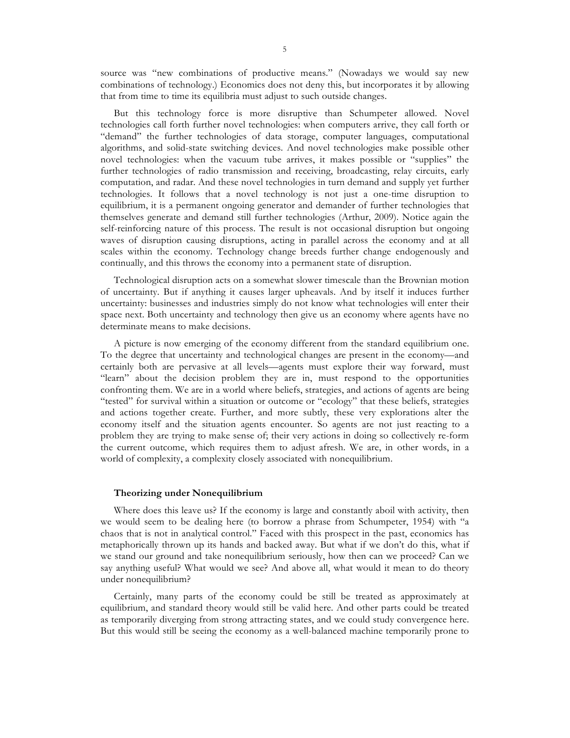source was "new combinations of productive means." (Nowadays we would say new combinations of technology.) Economics does not deny this, but incorporates it by allowing that from time to time its equilibria must adjust to such outside changes.

But this technology force is more disruptive than Schumpeter allowed. Novel technologies call forth further novel technologies: when computers arrive, they call forth or "demand" the further technologies of data storage, computer languages, computational algorithms, and solid-state switching devices. And novel technologies make possible other novel technologies: when the vacuum tube arrives, it makes possible or "supplies" the further technologies of radio transmission and receiving, broadcasting, relay circuits, early computation, and radar. And these novel technologies in turn demand and supply yet further technologies. It follows that a novel technology is not just a one-time disruption to equilibrium, it is a permanent ongoing generator and demander of further technologies that themselves generate and demand still further technologies (Arthur, 2009). Notice again the self-reinforcing nature of this process. The result is not occasional disruption but ongoing waves of disruption causing disruptions, acting in parallel across the economy and at all scales within the economy. Technology change breeds further change endogenously and continually, and this throws the economy into a permanent state of disruption.

Technological disruption acts on a somewhat slower timescale than the Brownian motion of uncertainty. But if anything it causes larger upheavals. And by itself it induces further uncertainty: businesses and industries simply do not know what technologies will enter their space next. Both uncertainty and technology then give us an economy where agents have no determinate means to make decisions.

A picture is now emerging of the economy different from the standard equilibrium one. To the degree that uncertainty and technological changes are present in the economy—and certainly both are pervasive at all levels—agents must explore their way forward, must "learn" about the decision problem they are in, must respond to the opportunities confronting them. We are in a world where beliefs, strategies, and actions of agents are being "tested" for survival within a situation or outcome or "ecology" that these beliefs, strategies and actions together create. Further, and more subtly, these very explorations alter the economy itself and the situation agents encounter. So agents are not just reacting to a problem they are trying to make sense of; their very actions in doing so collectively re-form the current outcome, which requires them to adjust afresh. We are, in other words, in a world of complexity, a complexity closely associated with nonequilibrium.

### Theorizing under Nonequilibrium

Where does this leave us? If the economy is large and constantly aboil with activity, then we would seem to be dealing here (to borrow a phrase from Schumpeter, 1954) with "a chaos that is not in analytical control." Faced with this prospect in the past, economics has metaphorically thrown up its hands and backed away. But what if we don't do this, what if we stand our ground and take nonequilibrium seriously, how then can we proceed? Can we say anything useful? What would we see? And above all, what would it mean to do theory under nonequilibrium?

Certainly, many parts of the economy could be still be treated as approximately at equilibrium, and standard theory would still be valid here. And other parts could be treated as temporarily diverging from strong attracting states, and we could study convergence here. But this would still be seeing the economy as a well-balanced machine temporarily prone to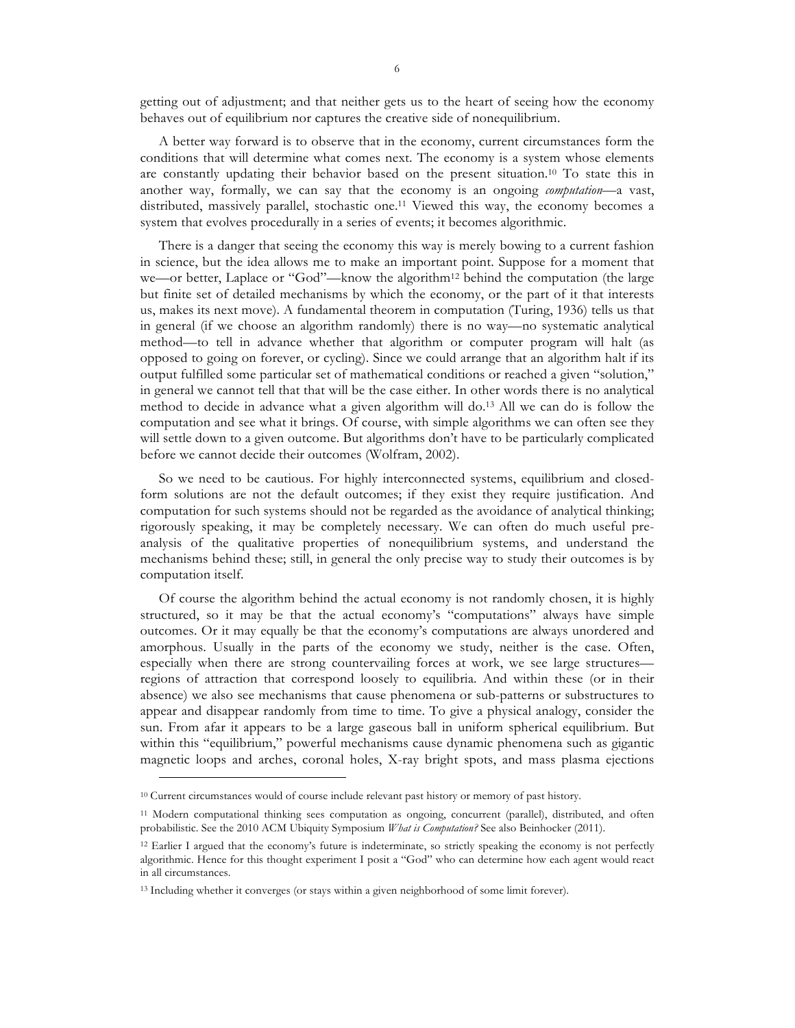getting out of adjustment; and that neither gets us to the heart of seeing how the economy behaves out of equilibrium nor captures the creative side of nonequilibrium.

A better way forward is to observe that in the economy, current circumstances form the conditions that will determine what comes next. The economy is a system whose elements are constantly updating their behavior based on the present situation.[10] To state this in another way, formally, we can say that the economy is an ongoing *computation*—a vast, distributed, massively parallel, stochastic one.[11] Viewed this way, the economy becomes a system that evolves procedurally in a series of events; it becomes algorithmic.

There is a danger that seeing the economy this way is merely bowing to a current fashion in science, but the idea allows me to make an important point. Suppose for a moment that we—or better, Laplace or "God"—know the algorithm[12] behind the computation (the large but finite set of detailed mechanisms by which the economy, or the part of it that interests us, makes its next move). A fundamental theorem in computation (Turing, 1936) tells us that in general (if we choose an algorithm randomly) there is no way—no systematic analytical method—to tell in advance whether that algorithm or computer program will halt (as opposed to going on forever, or cycling). Since we could arrange that an algorithm halt if its output fulfilled some particular set of mathematical conditions or reached a given "solution," in general we cannot tell that that will be the case either. In other words there is no analytical method to decide in advance what a given algorithm will do.[13] All we can do is follow the computation and see what it brings. Of course, with simple algorithms we can often see they will settle down to a given outcome. But algorithms don't have to be particularly complicated before we cannot decide their outcomes (Wolfram, 2002).

So we need to be cautious. For highly interconnected systems, equilibrium and closed-form solutions are not the default outcomes; if they exist they require justification. And computation for such systems should not be regarded as the avoidance of analytical thinking; rigorously speaking, it may be completely necessary. We can often do much useful pre-analysis of the qualitative properties of nonequilibrium systems, and understand the mechanisms behind these; still, in general the only precise way to study their outcomes is by computation itself.

Of course the algorithm behind the actual economy is not randomly chosen, it is highly structured, so it may be that the actual economy's "computations" always have simple outcomes. Or it may equally be that the economy's computations are always unordered and amorphous. Usually in the parts of the economy we study, neither is the case. Often, especially when there are strong countervailing forces at work, we see large structures—regions of attraction that correspond loosely to equilibria. And within these (or in their absence) we also see mechanisms that cause phenomena or sub-patterns or substructures to appear and disappear randomly from time to time. To give a physical analogy, consider the sun. From afar it appears to be a large gaseous ball in uniform spherical equilibrium. But within this "equilibrium," powerful mechanisms cause dynamic phenomena such as gigantic magnetic loops and arches, coronal holes, X-ray bright spots, and mass plasma ejections

---

[10] Current circumstances would of course include relevant past history or memory of past history.

[11] Modern computational thinking sees computation as ongoing, concurrent (parallel), distributed, and often probabilistic. See the 2010 ACM Ubiquity Symposium *What is Computation?* See also Beinhocker (2011).

[12] Earlier I argued that the economy's future is indeterminate, so strictly speaking the economy is not perfectly algorithmic. Hence for this thought experiment I posit a "God" who can determine how each agent would react in all circumstances.

[13] Including whether it converges (or stays within a given neighborhood of some limit forever).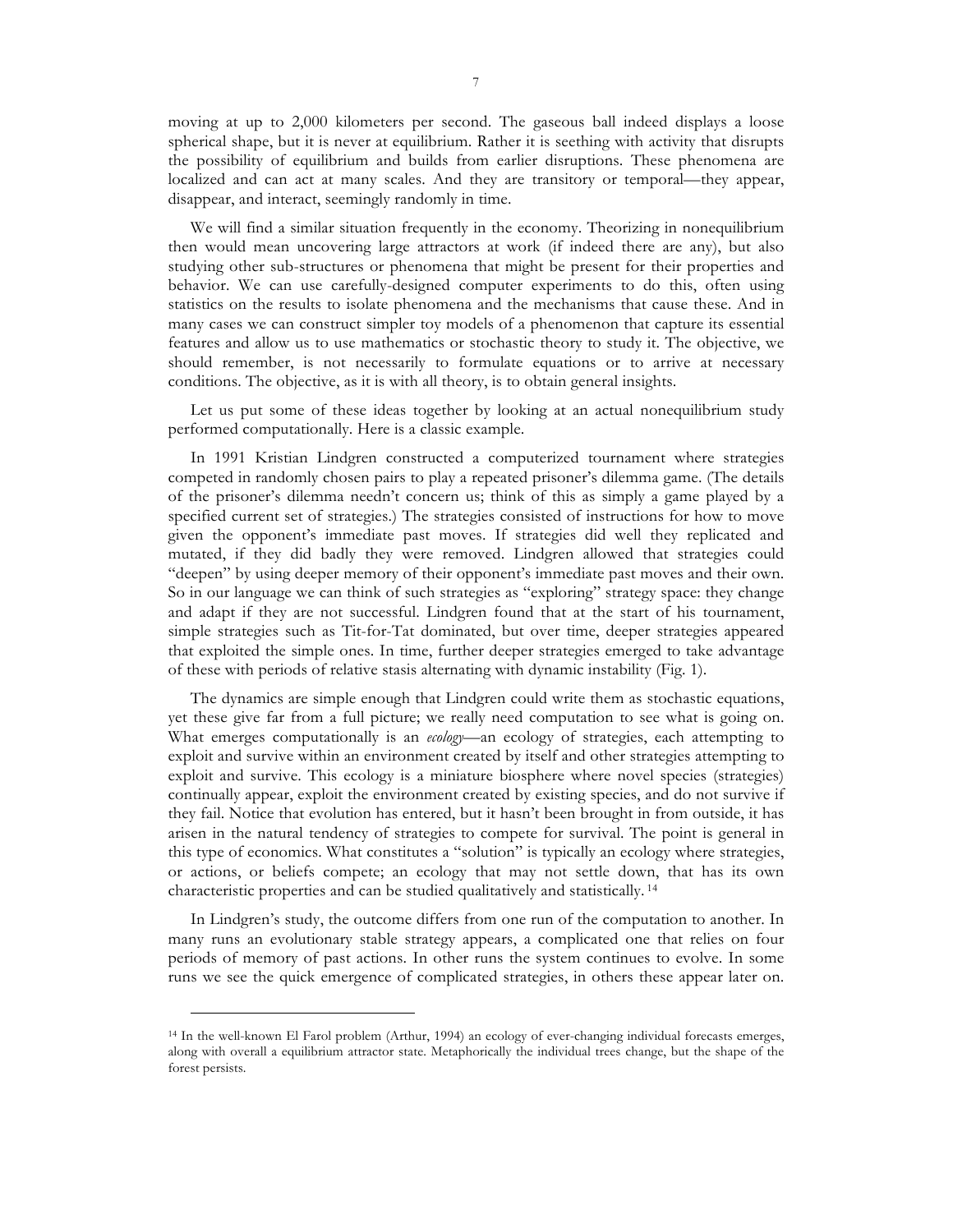moving at up to 2,000 kilometers per second. The gaseous ball indeed displays a loose spherical shape, but it is never at equilibrium. Rather it is seething with activity that disrupts the possibility of equilibrium and builds from earlier disruptions. These phenomena are localized and can act at many scales. And they are transitory or temporal—they appear, disappear, and interact, seemingly randomly in time.

We will find a similar situation frequently in the economy. Theorizing in nonequilibrium then would mean uncovering large attractors at work (if indeed there are any), but also studying other sub-structures or phenomena that might be present for their properties and behavior. We can use carefully-designed computer experiments to do this, often using statistics on the results to isolate phenomena and the mechanisms that cause these. And in many cases we can construct simpler toy models of a phenomenon that capture its essential features and allow us to use mathematics or stochastic theory to study it. The objective, we should remember, is not necessarily to formulate equations or to arrive at necessary conditions. The objective, as it is with all theory, is to obtain general insights.

Let us put some of these ideas together by looking at an actual nonequilibrium study performed computationally. Here is a classic example.

In 1991 Kristian Lindgren constructed a computerized tournament where strategies competed in randomly chosen pairs to play a repeated prisoner's dilemma game. (The details of the prisoner's dilemma needn't concern us; think of this as simply a game played by a specified current set of strategies.) The strategies consisted of instructions for how to move given the opponent's immediate past moves. If strategies did well they replicated and mutated, if they did badly they were removed. Lindgren allowed that strategies could "deepen" by using deeper memory of their opponent's immediate past moves and their own. So in our language we can think of such strategies as "exploring" strategy space: they change and adapt if they are not successful. Lindgren found that at the start of his tournament, simple strategies such as Tit-for-Tat dominated, but over time, deeper strategies appeared that exploited the simple ones. In time, further deeper strategies emerged to take advantage of these with periods of relative stasis alternating with dynamic instability (Fig. 1).

The dynamics are simple enough that Lindgren could write them as stochastic equations, yet these give far from a full picture; we really need computation to see what is going on. What emerges computationally is an *ecology*—an ecology of strategies, each attempting to exploit and survive within an environment created by itself and other strategies attempting to exploit and survive. This ecology is a miniature biosphere where novel species (strategies) continually appear, exploit the environment created by existing species, and do not survive if they fail. Notice that evolution has entered, but it hasn't been brought in from outside, it has arisen in the natural tendency of strategies to compete for survival. The point is general in this type of economics. What constitutes a "solution" is typically an ecology where strategies, or actions, or beliefs compete; an ecology that may not settle down, that has its own characteristic properties and can be studied qualitatively and statistically.[14]

In Lindgren's study, the outcome differs from one run of the computation to another. In many runs an evolutionary stable strategy appears, a complicated one that relies on four periods of memory of past actions. In other runs the system continues to evolve. In some runs we see the quick emergence of complicated strategies, in others these appear later on.

[14] In the well-known El Farol problem (Arthur, 1994) an ecology of ever-changing individual forecasts emerges, along with overall a equilibrium attractor state. Metaphorically the individual trees change, but the shape of the forest persists.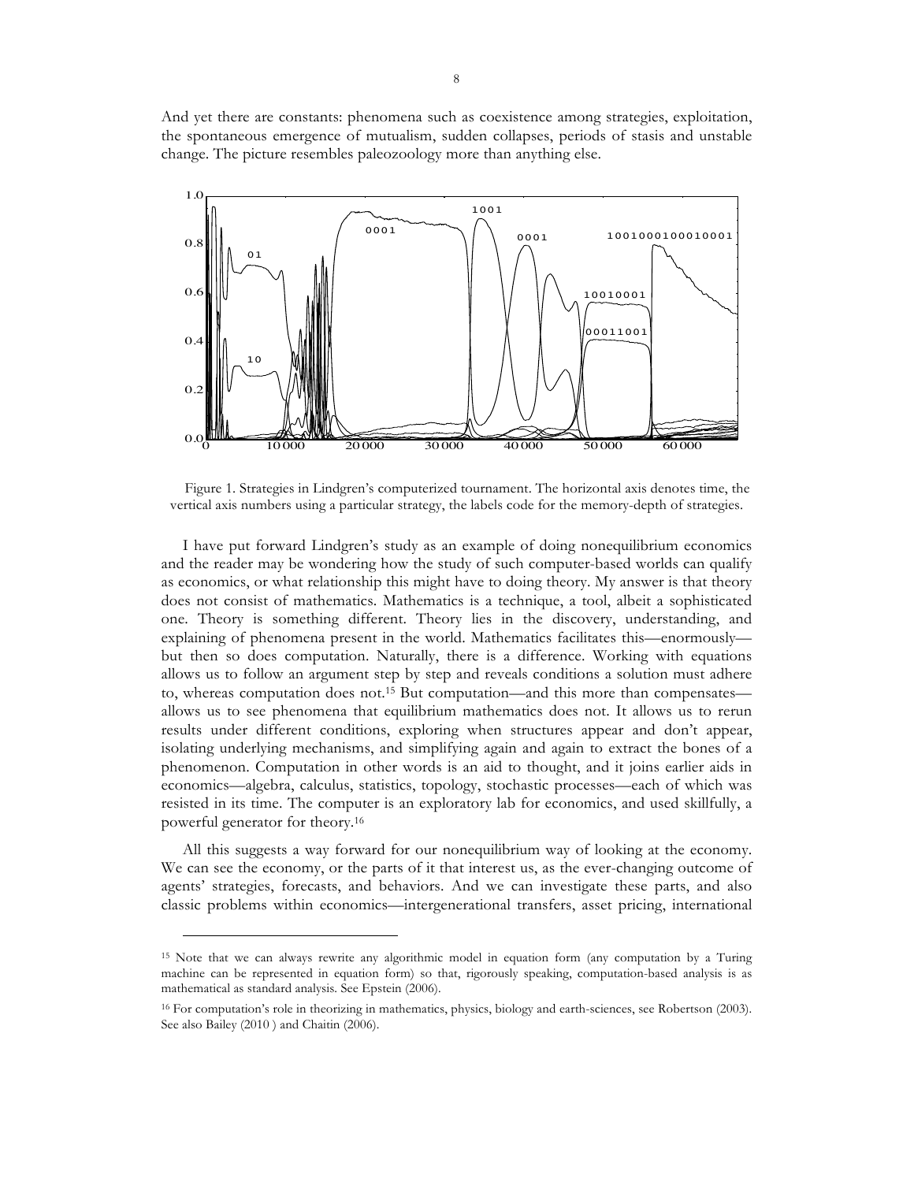And yet there are constants: phenomena such as coexistence among strategies, exploitation, the spontaneous emergence of mutualism, sudden collapses, periods of stasis and unstable change. The picture resembles paleozoology more than anything else.

1.0
0.8
0.6
0.4
0.2
0.0
0
10 000
20 000
30 000
40 000
50 000
60 000
01
10
0001
1001
0001
1001000100010001
10010001
00011001

Figure 1. Strategies in Lindgren's computerized tournament. The horizontal axis denotes time, the vertical axis numbers using a particular strategy, the labels code for the memory-depth of strategies.

I have put forward Lindgren's study as an example of doing nonequilibrium economics and the reader may be wondering how the study of such computer-based worlds can qualify as economics, or what relationship this might have to doing theory. My answer is that theory does not consist of mathematics. Mathematics is a technique, a tool, albeit a sophisticated one. Theory is something different. Theory lies in the discovery, understanding, and explaining of phenomena present in the world. Mathematics facilitates this—enormously—but then so does computation. Naturally, there is a difference. Working with equations allows us to follow an argument step by step and reveals conditions a solution must adhere to, whereas computation does not.[15] But computation—and this more than compensates—allows us to see phenomena that equilibrium mathematics does not. It allows us to rerun results under different conditions, exploring when structures appear and don't appear, isolating underlying mechanisms, and simplifying again and again to extract the bones of a phenomenon. Computation in other words is an aid to thought, and it joins earlier aids in economics—algebra, calculus, statistics, topology, stochastic processes—each of which was resisted in its time. The computer is an exploratory lab for economics, and used skillfully, a powerful generator for theory.[16]

All this suggests a way forward for our nonequilibrium way of looking at the economy. We can see the economy, or the parts of it that interest us, as the ever-changing outcome of agents' strategies, forecasts, and behaviors. And we can investigate these parts, and also classic problems within economics—intergenerational transfers, asset pricing, international

---

[15] Note that we can always rewrite any algorithmic model in equation form (any computation by a Turing machine can be represented in equation form) so that, rigorously speaking, computation-based analysis is as mathematical as standard analysis. See Epstein (2006).

[16] For computation's role in theorizing in mathematics, physics, biology and earth-sciences, see Robertson (2003). See also Bailey (2010 ) and Chaitin (2006).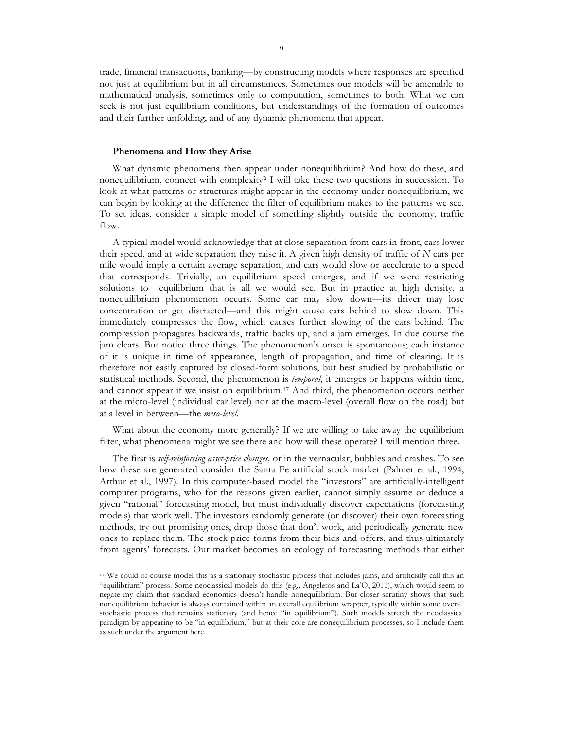trade, financial transactions, banking—by constructing models where responses are specified not just at equilibrium but in all circumstances. Sometimes our models will be amenable to mathematical analysis, sometimes only to computation, sometimes to both. What we can seek is not just equilibrium conditions, but understandings of the formation of outcomes and their further unfolding, and of any dynamic phenomena that appear.

### Phenomena and How they Arise

What dynamic phenomena then appear under nonequilibrium? And how do these, and nonequilibrium, connect with complexity? I will take these two questions in succession. To look at what patterns or structures might appear in the economy under nonequilibrium, we can begin by looking at the difference the filter of equilibrium makes to the patterns we see. To set ideas, consider a simple model of something slightly outside the economy, traffic flow.

A typical model would acknowledge that at close separation from cars in front, cars lower their speed, and at wide separation they raise it. A given high density of traffic of *N* cars per mile would imply a certain average separation, and cars would slow or accelerate to a speed that corresponds. Trivially, an equilibrium speed emerges, and if we were restricting solutions to equilibrium that is all we would see. But in practice at high density, a nonequilibrium phenomenon occurs. Some car may slow down—its driver may lose concentration or get distracted—and this might cause cars behind to slow down. This immediately compresses the flow, which causes further slowing of the cars behind. The compression propagates backwards, traffic backs up, and a jam emerges. In due course the jam clears. But notice three things. The phenomenon's onset is spontaneous; each instance of it is unique in time of appearance, length of propagation, and time of clearing. It is therefore not easily captured by closed-form solutions, but best studied by probabilistic or statistical methods. Second, the phenomenon is *temporal*, it emerges or happens within time, and cannot appear if we insist on equilibrium.[17] And third, the phenomenon occurs neither at the micro-level (individual car level) nor at the macro-level (overall flow on the road) but at a level in between—the *meso-level*.

What about the economy more generally? If we are willing to take away the equilibrium filter, what phenomena might we see there and how will these operate? I will mention three.

The first is *self-reinforcing asset-price changes,* or in the vernacular, bubbles and crashes. To see how these are generated consider the Santa Fe artificial stock market (Palmer et al., 1994; Arthur et al., 1997). In this computer-based model the "investors" are artificially-intelligent computer programs, who for the reasons given earlier, cannot simply assume or deduce a given "rational" forecasting model, but must individually discover expectations (forecasting models) that work well. The investors randomly generate (or discover) their own forecasting methods, try out promising ones, drop those that don't work, and periodically generate new ones to replace them. The stock price forms from their bids and offers, and thus ultimately from agents' forecasts. Our market becomes an ecology of forecasting methods that either

---

[17] We could of course model this as a stationary stochastic process that includes jams, and artificially call this an "equilibrium" process. Some neoclassical models do this (e.g., Angeletos and La'O, 2011), which would seem to negate my claim that standard economics doesn't handle nonequilibrium. But closer scrutiny shows that such nonequilibrium behavior is always contained within an overall equilibrium wrapper, typically within some overall stochastic process that remains stationary (and hence "in equilibrium"). Such models stretch the neoclassical paradigm by appearing to be "in equilibrium," but at their core are nonequilibrium processes, so I include them as such under the argument here.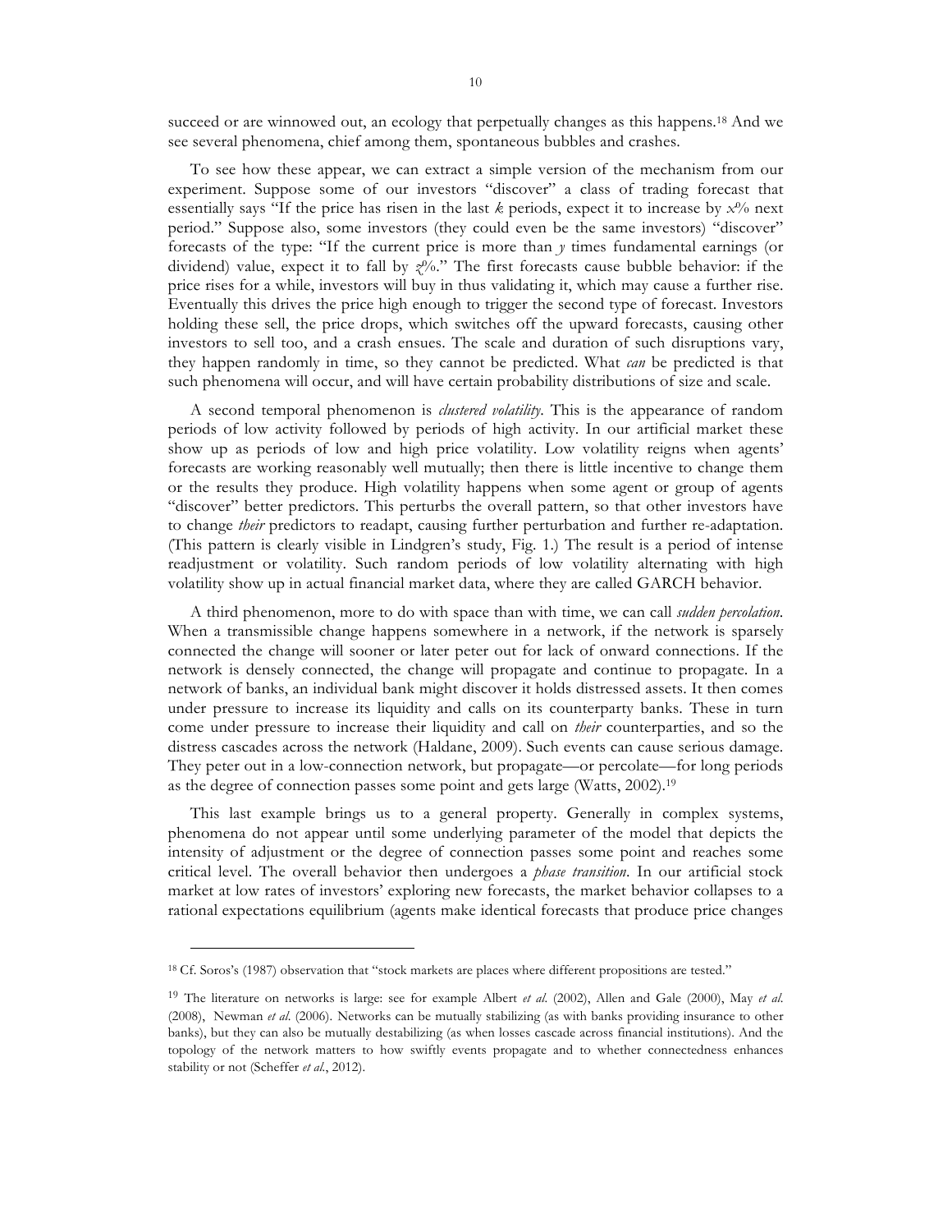succeed or are winnowed out, an ecology that perpetually changes as this happens.[18] And we see several phenomena, chief among them, spontaneous bubbles and crashes.

To see how these appear, we can extract a simple version of the mechanism from our experiment. Suppose some of our investors "discover" a class of trading forecast that essentially says "If the price has risen in the last $k$ periods, expect it to increase by $x$% next period." Suppose also, some investors (they could even be the same investors) "discover" forecasts of the type: "If the current price is more than $y$ times fundamental earnings (or dividend) value, expect it to fall by $z$%." The first forecasts cause bubble behavior: if the price rises for a while, investors will buy in thus validating it, which may cause a further rise. Eventually this drives the price high enough to trigger the second type of forecast. Investors holding these sell, the price drops, which switches off the upward forecasts, causing other investors to sell too, and a crash ensues. The scale and duration of such disruptions vary, they happen randomly in time, so they cannot be predicted. What *can* be predicted is that such phenomena will occur, and will have certain probability distributions of size and scale.

A second temporal phenomenon is *clustered volatility*. This is the appearance of random periods of low activity followed by periods of high activity. In our artificial market these show up as periods of low and high price volatility. Low volatility reigns when agents' forecasts are working reasonably well mutually; then there is little incentive to change them or the results they produce. High volatility happens when some agent or group of agents "discover" better predictors. This perturbs the overall pattern, so that other investors have to change *their* predictors to readapt, causing further perturbation and further re-adaptation. (This pattern is clearly visible in Lindgren's study, Fig. 1.) The result is a period of intense readjustment or volatility. Such random periods of low volatility alternating with high volatility show up in actual financial market data, where they are called GARCH behavior.

A third phenomenon, more to do with space than with time, we can call *sudden percolation*. When a transmissible change happens somewhere in a network, if the network is sparsely connected the change will sooner or later peter out for lack of onward connections. If the network is densely connected, the change will propagate and continue to propagate. In a network of banks, an individual bank might discover it holds distressed assets. It then comes under pressure to increase its liquidity and calls on its counterparty banks. These in turn come under pressure to increase their liquidity and call on *their* counterparties, and so the distress cascades across the network (Haldane, 2009). Such events can cause serious damage. They peter out in a low-connection network, but propagate—or percolate—for long periods as the degree of connection passes some point and gets large (Watts, 2002).[19]

This last example brings us to a general property. Generally in complex systems, phenomena do not appear until some underlying parameter of the model that depicts the intensity of adjustment or the degree of connection passes some point and reaches some critical level. The overall behavior then undergoes a *phase transition*. In our artificial stock market at low rates of investors' exploring new forecasts, the market behavior collapses to a rational expectations equilibrium (agents make identical forecasts that produce price changes

---

[18] Cf. Soros's (1987) observation that "stock markets are places where different propositions are tested."

[19] The literature on networks is large: see for example Albert *et al.* (2002), Allen and Gale (2000), May *et al.* (2008), Newman *et al.* (2006). Networks can be mutually stabilizing (as with banks providing insurance to other banks), but they can also be mutually destabilizing (as when losses cascade across financial institutions). And the topology of the network matters to how swiftly events propagate and to whether connectedness enhances stability or not (Scheffer *et al.*, 2012).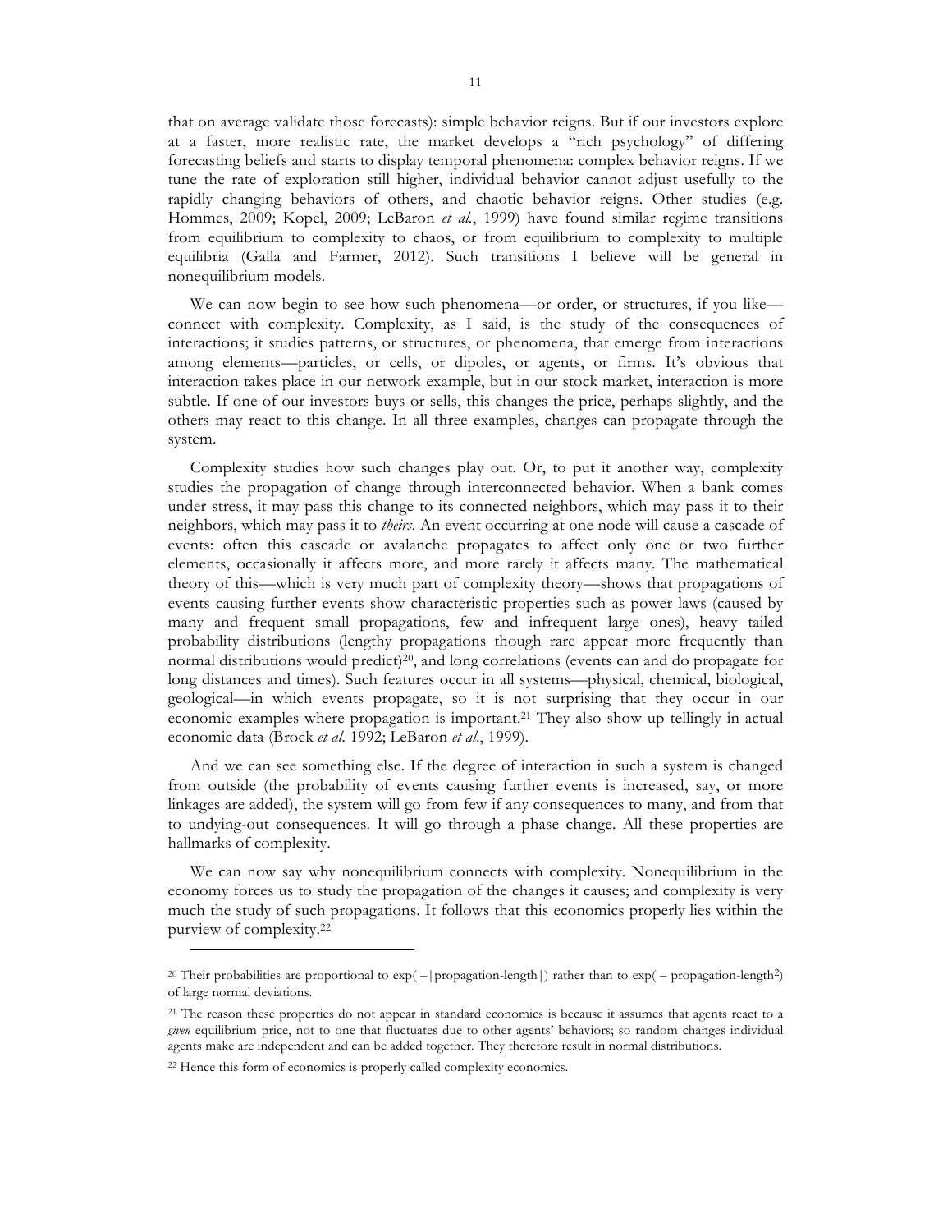that on average validate those forecasts): simple behavior reigns. But if our investors explore at a faster, more realistic rate, the market develops a "rich psychology" of differing forecasting beliefs and starts to display temporal phenomena: complex behavior reigns. If we tune the rate of exploration still higher, individual behavior cannot adjust usefully to the rapidly changing behaviors of others, and chaotic behavior reigns. Other studies (e.g. Hommes, 2009; Kopel, 2009; LeBaron *et al.*, 1999) have found similar regime transitions from equilibrium to complexity to chaos, or from equilibrium to complexity to multiple equilibria (Galla and Farmer, 2012). Such transitions I believe will be general in nonequilibrium models.

We can now begin to see how such phenomena—or order, or structures, if you like—connect with complexity. Complexity, as I said, is the study of the consequences of interactions; it studies patterns, or structures, or phenomena, that emerge from interactions among elements—particles, or cells, or dipoles, or agents, or firms. It's obvious that interaction takes place in our network example, but in our stock market, interaction is more subtle. If one of our investors buys or sells, this changes the price, perhaps slightly, and the others may react to this change. In all three examples, changes can propagate through the system.

Complexity studies how such changes play out. Or, to put it another way, complexity studies the propagation of change through interconnected behavior. When a bank comes under stress, it may pass this change to its connected neighbors, which may pass it to their neighbors, which may pass it to *theirs*. An event occurring at one node will cause a cascade of events: often this cascade or avalanche propagates to affect only one or two further elements, occasionally it affects more, and more rarely it affects many. The mathematical theory of this—which is very much part of complexity theory—shows that propagations of events causing further events show characteristic properties such as power laws (caused by many and frequent small propagations, few and infrequent large ones), heavy tailed probability distributions (lengthy propagations though rare appear more frequently than normal distributions would predict)[20], and long correlations (events can and do propagate for long distances and times). Such features occur in all systems—physical, chemical, biological, geological—in which events propagate, so it is not surprising that they occur in our economic examples where propagation is important.[21] They also show up tellingly in actual economic data (Brock *et al.* 1992; LeBaron *et al.*, 1999).

And we can see something else. If the degree of interaction in such a system is changed from outside (the probability of events causing further events is increased, say, or more linkages are added), the system will go from few if any consequences to many, and from that to undying-out consequences. It will go through a phase change. All these properties are hallmarks of complexity.

We can now say why nonequilibrium connects with complexity. Nonequilibrium in the economy forces us to study the propagation of the changes it causes; and complexity is very much the study of such propagations. It follows that this economics properly lies within the purview of complexity.[22]

---

[20] Their probabilities are proportional to $\exp(-|\text{propagation-length}|)$ rather than to $\exp(-\text{propagation-length}^2)$ of large normal deviations.

[21] The reason these properties do not appear in standard economics is because it assumes that agents react to a *given* equilibrium price, not to one that fluctuates due to other agents' behaviors; so random changes individual agents make are independent and can be added together. They therefore result in normal distributions.

[22] Hence this form of economics is properly called complexity economics.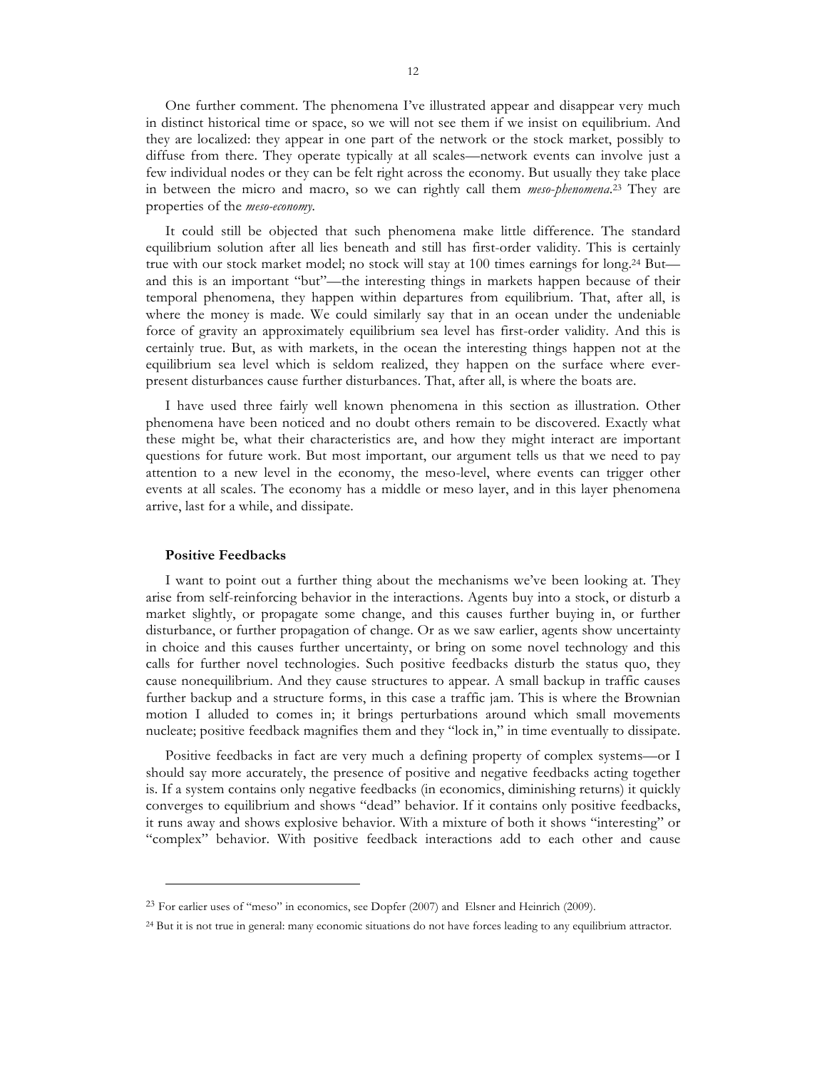One further comment. The phenomena I've illustrated appear and disappear very much in distinct historical time or space, so we will not see them if we insist on equilibrium. And they are localized: they appear in one part of the network or the stock market, possibly to diffuse from there. They operate typically at all scales—network events can involve just a few individual nodes or they can be felt right across the economy. But usually they take place in between the micro and macro, so we can rightly call them *meso-phenomena*.[23] They are properties of the *meso-economy*.

It could still be objected that such phenomena make little difference. The standard equilibrium solution after all lies beneath and still has first-order validity. This is certainly true with our stock market model; no stock will stay at 100 times earnings for long.[24] But—and this is an important "but"—the interesting things in markets happen because of their temporal phenomena, they happen within departures from equilibrium. That, after all, is where the money is made. We could similarly say that in an ocean under the undeniable force of gravity an approximately equilibrium sea level has first-order validity. And this is certainly true. But, as with markets, in the ocean the interesting things happen not at the equilibrium sea level which is seldom realized, they happen on the surface where ever-present disturbances cause further disturbances. That, after all, is where the boats are.

I have used three fairly well known phenomena in this section as illustration. Other phenomena have been noticed and no doubt others remain to be discovered. Exactly what these might be, what their characteristics are, and how they might interact are important questions for future work. But most important, our argument tells us that we need to pay attention to a new level in the economy, the meso-level, where events can trigger other events at all scales. The economy has a middle or meso layer, and in this layer phenomena arrive, last for a while, and dissipate.

### Positive Feedbacks

I want to point out a further thing about the mechanisms we've been looking at. They arise from self-reinforcing behavior in the interactions. Agents buy into a stock, or disturb a market slightly, or propagate some change, and this causes further buying in, or further disturbance, or further propagation of change. Or as we saw earlier, agents show uncertainty in choice and this causes further uncertainty, or bring on some novel technology and this calls for further novel technologies. Such positive feedbacks disturb the status quo, they cause nonequilibrium. And they cause structures to appear. A small backup in traffic causes further backup and a structure forms, in this case a traffic jam. This is where the Brownian motion I alluded to comes in; it brings perturbations around which small movements nucleate; positive feedback magnifies them and they "lock in," in time eventually to dissipate.

Positive feedbacks in fact are very much a defining property of complex systems—or I should say more accurately, the presence of positive and negative feedbacks acting together is. If a system contains only negative feedbacks (in economics, diminishing returns) it quickly converges to equilibrium and shows "dead" behavior. If it contains only positive feedbacks, it runs away and shows explosive behavior. With a mixture of both it shows "interesting" or "complex" behavior. With positive feedback interactions add to each other and cause

---

[23] For earlier uses of "meso" in economics, see Dopfer (2007) and Elsner and Heinrich (2009).

[24] But it is not true in general: many economic situations do not have forces leading to any equilibrium attractor.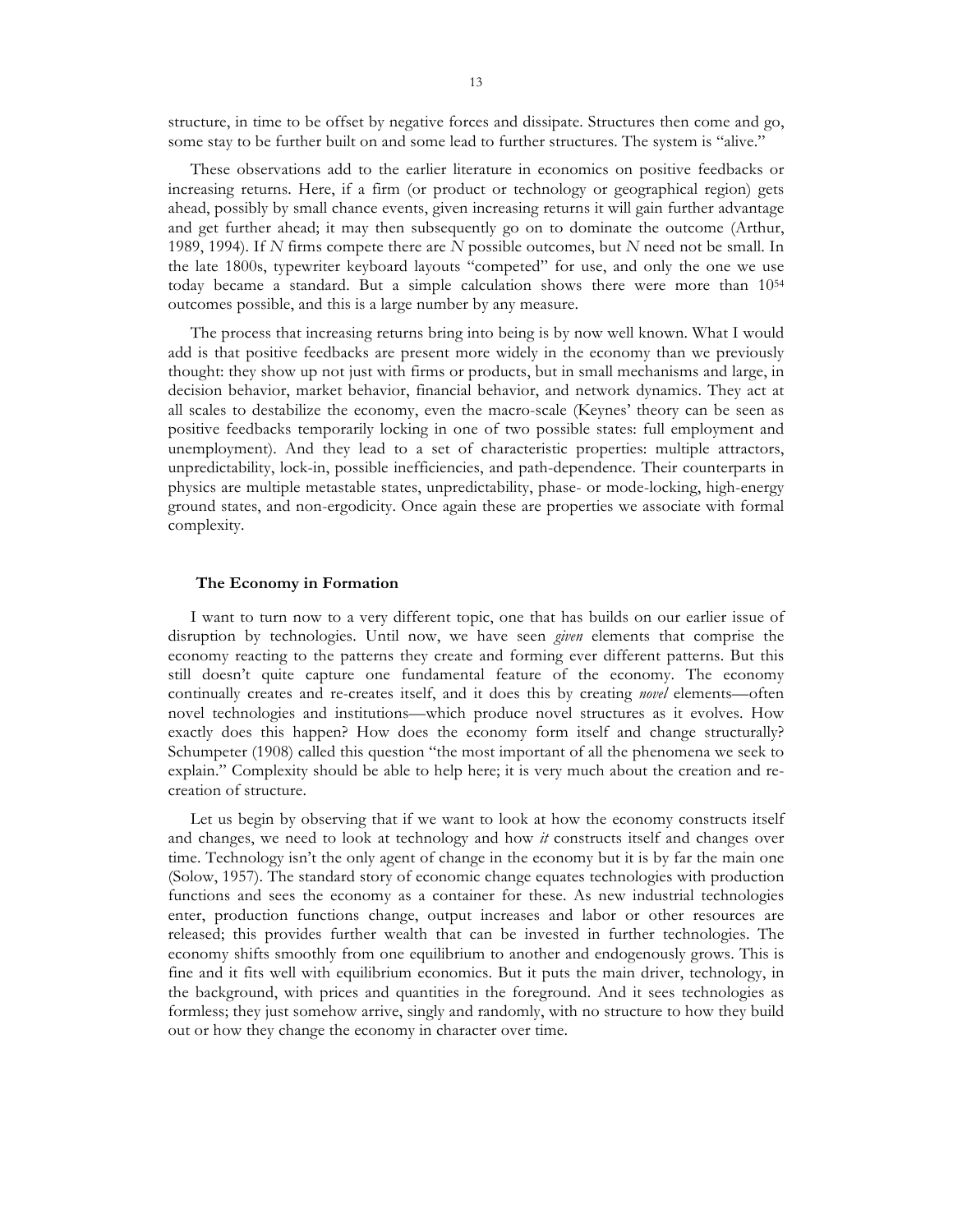structure, in time to be offset by negative forces and dissipate. Structures then come and go, some stay to be further built on and some lead to further structures. The system is "alive."

These observations add to the earlier literature in economics on positive feedbacks or increasing returns. Here, if a firm (or product or technology or geographical region) gets ahead, possibly by small chance events, given increasing returns it will gain further advantage and get further ahead; it may then subsequently go on to dominate the outcome (Arthur, 1989, 1994). If *N* firms compete there are *N* possible outcomes, but *N* need not be small. In the late 1800s, typewriter keyboard layouts "competed" for use, and only the one we use today became a standard. But a simple calculation shows there were more than $10^{54}$ outcomes possible, and this is a large number by any measure.

The process that increasing returns bring into being is by now well known. What I would add is that positive feedbacks are present more widely in the economy than we previously thought: they show up not just with firms or products, but in small mechanisms and large, in decision behavior, market behavior, financial behavior, and network dynamics. They act at all scales to destabilize the economy, even the macro-scale (Keynes' theory can be seen as positive feedbacks temporarily locking in one of two possible states: full employment and unemployment). And they lead to a set of characteristic properties: multiple attractors, unpredictability, lock-in, possible inefficiencies, and path-dependence. Their counterparts in physics are multiple metastable states, unpredictability, phase- or mode-locking, high-energy ground states, and non-ergodicity. Once again these are properties we associate with formal complexity.

## The Economy in Formation

I want to turn now to a very different topic, one that has builds on our earlier issue of disruption by technologies. Until now, we have seen *given* elements that comprise the economy reacting to the patterns they create and forming ever different patterns. But this still doesn't quite capture one fundamental feature of the economy. The economy continually creates and re-creates itself, and it does this by creating *novel* elements—often novel technologies and institutions—which produce novel structures as it evolves. How exactly does this happen? How does the economy form itself and change structurally? Schumpeter (1908) called this question "the most important of all the phenomena we seek to explain." Complexity should be able to help here; it is very much about the creation and re-creation of structure.

Let us begin by observing that if we want to look at how the economy constructs itself and changes, we need to look at technology and how *it* constructs itself and changes over time. Technology isn't the only agent of change in the economy but it is by far the main one (Solow, 1957). The standard story of economic change equates technologies with production functions and sees the economy as a container for these. As new industrial technologies enter, production functions change, output increases and labor or other resources are released; this provides further wealth that can be invested in further technologies. The economy shifts smoothly from one equilibrium to another and endogenously grows. This is fine and it fits well with equilibrium economics. But it puts the main driver, technology, in the background, with prices and quantities in the foreground. And it sees technologies as formless; they just somehow arrive, singly and randomly, with no structure to how they build out or how they change the economy in character over time.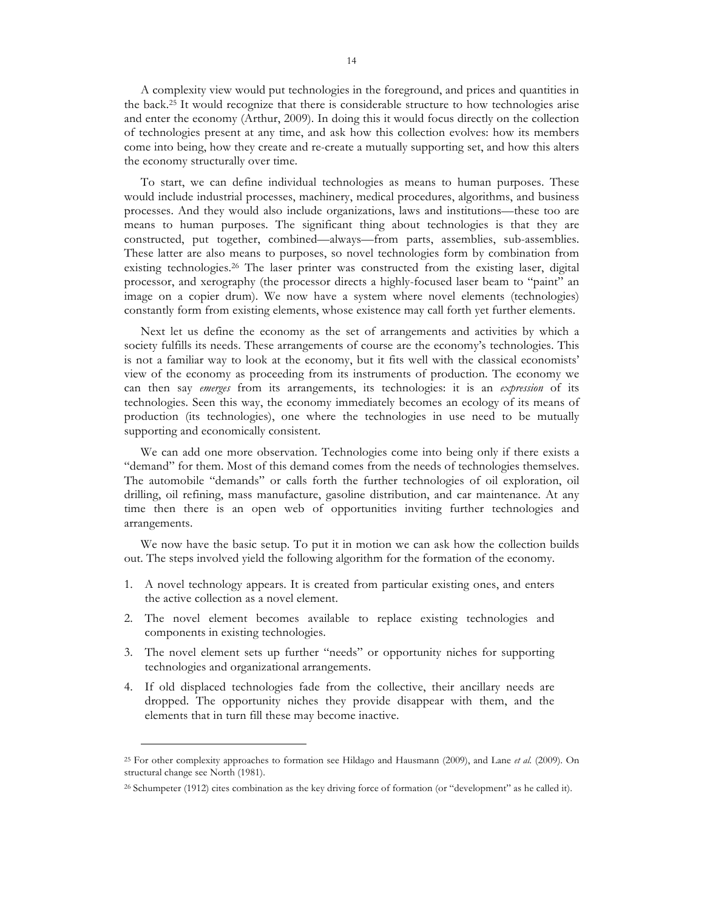A complexity view would put technologies in the foreground, and prices and quantities in the back.[25] It would recognize that there is considerable structure to how technologies arise and enter the economy (Arthur, 2009). In doing this it would focus directly on the collection of technologies present at any time, and ask how this collection evolves: how its members come into being, how they create and re-create a mutually supporting set, and how this alters the economy structurally over time.

To start, we can define individual technologies as means to human purposes. These would include industrial processes, machinery, medical procedures, algorithms, and business processes. And they would also include organizations, laws and institutions—these too are means to human purposes. The significant thing about technologies is that they are constructed, put together, combined—always—from parts, assemblies, sub-assemblies. These latter are also means to purposes, so novel technologies form by combination from existing technologies.[26] The laser printer was constructed from the existing laser, digital processor, and xerography (the processor directs a highly-focused laser beam to "paint" an image on a copier drum). We now have a system where novel elements (technologies) constantly form from existing elements, whose existence may call forth yet further elements.

Next let us define the economy as the set of arrangements and activities by which a society fulfills its needs. These arrangements of course are the economy's technologies. This is not a familiar way to look at the economy, but it fits well with the classical economists' view of the economy as proceeding from its instruments of production. The economy we can then say *emerges* from its arrangements, its technologies: it is an *expression* of its technologies. Seen this way, the economy immediately becomes an ecology of its means of production (its technologies), one where the technologies in use need to be mutually supporting and economically consistent.

We can add one more observation. Technologies come into being only if there exists a "demand" for them. Most of this demand comes from the needs of technologies themselves. The automobile "demands" or calls forth the further technologies of oil exploration, oil drilling, oil refining, mass manufacture, gasoline distribution, and car maintenance. At any time then there is an open web of opportunities inviting further technologies and arrangements.

We now have the basic setup. To put it in motion we can ask how the collection builds out. The steps involved yield the following algorithm for the formation of the economy.

1. A novel technology appears. It is created from particular existing ones, and enters the active collection as a novel element.
2. The novel element becomes available to replace existing technologies and components in existing technologies.
3. The novel element sets up further "needs" or opportunity niches for supporting technologies and organizational arrangements.
4. If old displaced technologies fade from the collective, their ancillary needs are dropped. The opportunity niches they provide disappear with them, and the elements that in turn fill these may become inactive.

---

[25] For other complexity approaches to formation see Hildago and Hausmann (2009), and Lane *et al.* (2009). On structural change see North (1981).

[26] Schumpeter (1912) cites combination as the key driving force of formation (or "development" as he called it).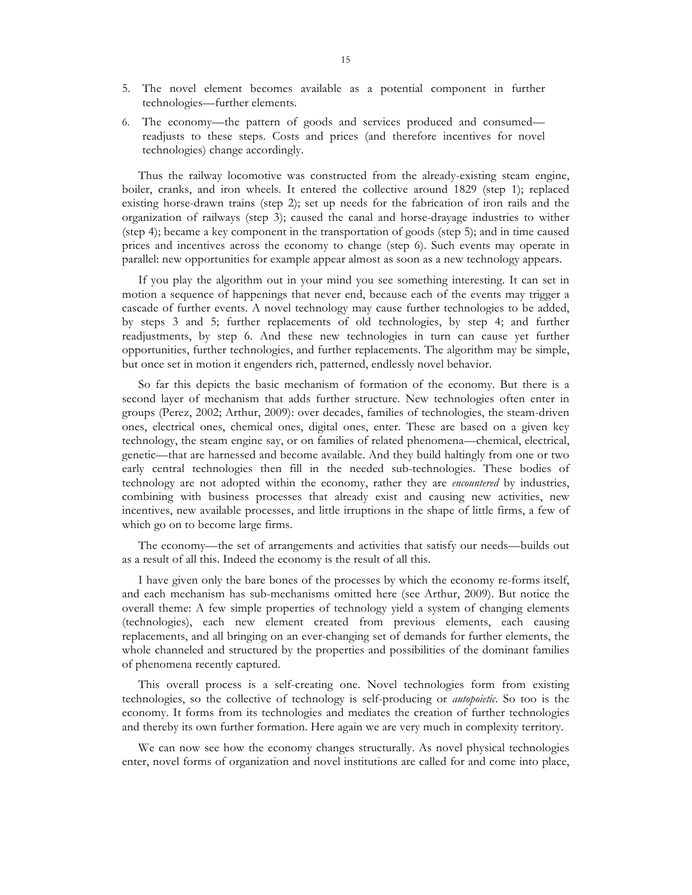5. The novel element becomes available as a potential component in further technologies—further elements.
6. The economy—the pattern of goods and services produced and consumed—readjusts to these steps. Costs and prices (and therefore incentives for novel technologies) change accordingly.

Thus the railway locomotive was constructed from the already-existing steam engine, boiler, cranks, and iron wheels. It entered the collective around 1829 (step 1); replaced existing horse-drawn trains (step 2); set up needs for the fabrication of iron rails and the organization of railways (step 3); caused the canal and horse-drayage industries to wither (step 4); became a key component in the transportation of goods (step 5); and in time caused prices and incentives across the economy to change (step 6). Such events may operate in parallel: new opportunities for example appear almost as soon as a new technology appears.

If you play the algorithm out in your mind you see something interesting. It can set in motion a sequence of happenings that never end, because each of the events may trigger a cascade of further events. A novel technology may cause further technologies to be added, by steps 3 and 5; further replacements of old technologies, by step 4; and further readjustments, by step 6. And these new technologies in turn can cause yet further opportunities, further technologies, and further replacements. The algorithm may be simple, but once set in motion it engenders rich, patterned, endlessly novel behavior.

So far this depicts the basic mechanism of formation of the economy. But there is a second layer of mechanism that adds further structure. New technologies often enter in groups (Perez, 2002; Arthur, 2009): over decades, families of technologies, the steam-driven ones, electrical ones, chemical ones, digital ones, enter. These are based on a given key technology, the steam engine say, or on families of related phenomena—chemical, electrical, genetic—that are harnessed and become available. And they build haltingly from one or two early central technologies then fill in the needed sub-technologies. These bodies of technology are not adopted within the economy, rather they are *encountered* by industries, combining with business processes that already exist and causing new activities, new incentives, new available processes, and little irruptions in the shape of little firms, a few of which go on to become large firms.

The economy—the set of arrangements and activities that satisfy our needs—builds out as a result of all this. Indeed the economy is the result of all this.

I have given only the bare bones of the processes by which the economy re-forms itself, and each mechanism has sub-mechanisms omitted here (see Arthur, 2009). But notice the overall theme: A few simple properties of technology yield a system of changing elements (technologies), each new element created from previous elements, each causing replacements, and all bringing on an ever-changing set of demands for further elements, the whole channeled and structured by the properties and possibilities of the dominant families of phenomena recently captured.

This overall process is a self-creating one. Novel technologies form from existing technologies, so the collective of technology is self-producing or *autopoietic*. So too is the economy. It forms from its technologies and mediates the creation of further technologies and thereby its own further formation. Here again we are very much in complexity territory.

We can now see how the economy changes structurally. As novel physical technologies enter, novel forms of organization and novel institutions are called for and come into place,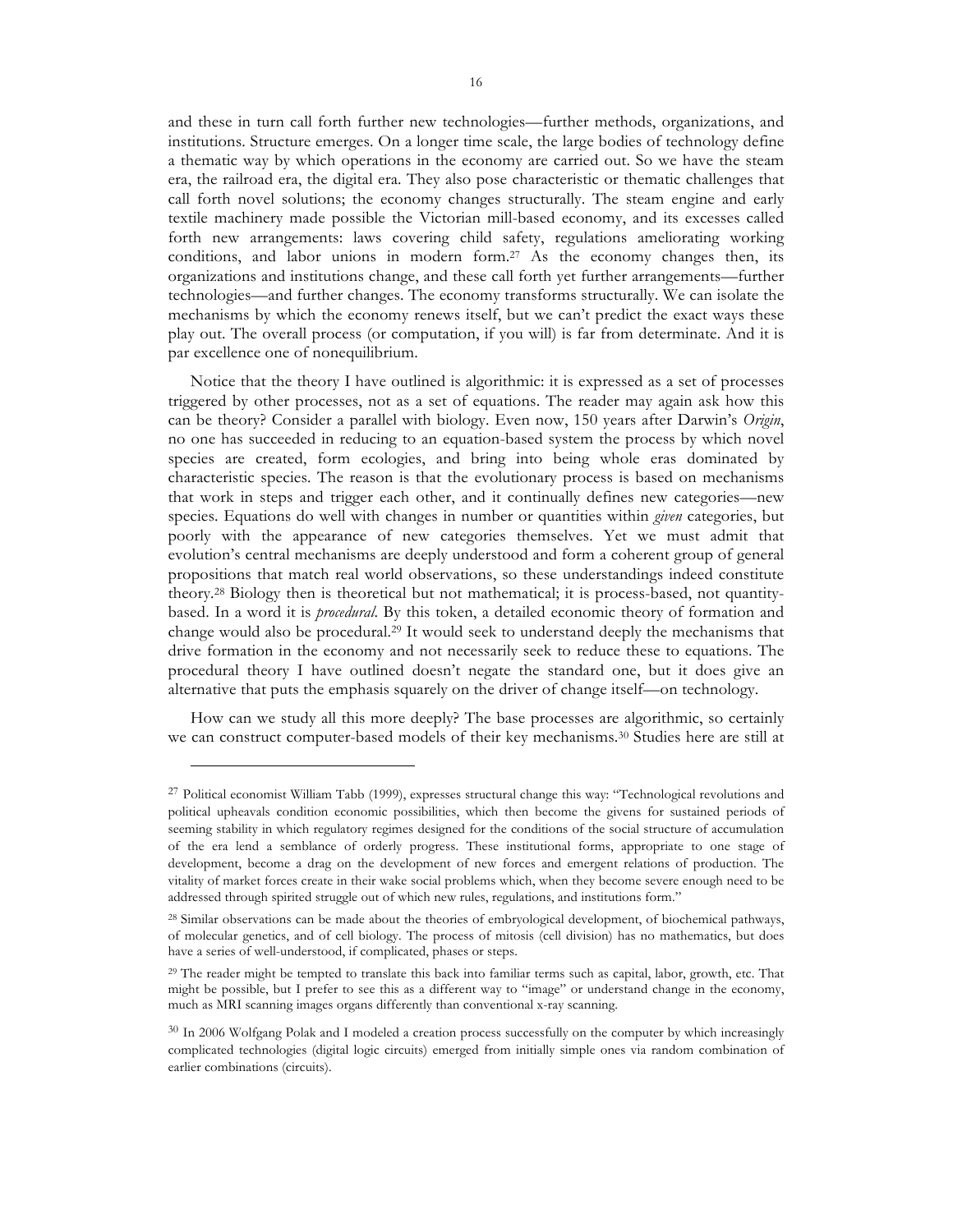and these in turn call forth further new technologies—further methods, organizations, and institutions. Structure emerges. On a longer time scale, the large bodies of technology define a thematic way by which operations in the economy are carried out. So we have the steam era, the railroad era, the digital era. They also pose characteristic or thematic challenges that call forth novel solutions; the economy changes structurally. The steam engine and early textile machinery made possible the Victorian mill-based economy, and its excesses called forth new arrangements: laws covering child safety, regulations ameliorating working conditions, and labor unions in modern form.[27] As the economy changes then, its organizations and institutions change, and these call forth yet further arrangements—further technologies—and further changes. The economy transforms structurally. We can isolate the mechanisms by which the economy renews itself, but we can't predict the exact ways these play out. The overall process (or computation, if you will) is far from determinate. And it is par excellence one of nonequilibrium.

Notice that the theory I have outlined is algorithmic: it is expressed as a set of processes triggered by other processes, not as a set of equations. The reader may again ask how this can be theory? Consider a parallel with biology. Even now, 150 years after Darwin's *Origin*, no one has succeeded in reducing to an equation-based system the process by which novel species are created, form ecologies, and bring into being whole eras dominated by characteristic species. The reason is that the evolutionary process is based on mechanisms that work in steps and trigger each other, and it continually defines new categories—new species. Equations do well with changes in number or quantities within *given* categories, but poorly with the appearance of new categories themselves. Yet we must admit that evolution's central mechanisms are deeply understood and form a coherent group of general propositions that match real world observations, so these understandings indeed constitute theory.[28] Biology then is theoretical but not mathematical; it is process-based, not quantity-based. In a word it is *procedural*. By this token, a detailed economic theory of formation and change would also be procedural.[29] It would seek to understand deeply the mechanisms that drive formation in the economy and not necessarily seek to reduce these to equations. The procedural theory I have outlined doesn't negate the standard one, but it does give an alternative that puts the emphasis squarely on the driver of change itself—on technology.

How can we study all this more deeply? The base processes are algorithmic, so certainly we can construct computer-based models of their key mechanisms.[30] Studies here are still at

---

[27] Political economist William Tabb (1999), expresses structural change this way: "Technological revolutions and political upheavals condition economic possibilities, which then become the givens for sustained periods of seeming stability in which regulatory regimes designed for the conditions of the social structure of accumulation of the era lend a semblance of orderly progress. These institutional forms, appropriate to one stage of development, become a drag on the development of new forces and emergent relations of production. The vitality of market forces create in their wake social problems which, when they become severe enough need to be addressed through spirited struggle out of which new rules, regulations, and institutions form."

[28] Similar observations can be made about the theories of embryological development, of biochemical pathways, of molecular genetics, and of cell biology. The process of mitosis (cell division) has no mathematics, but does have a series of well-understood, if complicated, phases or steps.

[29] The reader might be tempted to translate this back into familiar terms such as capital, labor, growth, etc. That might be possible, but I prefer to see this as a different way to "image" or understand change in the economy, much as MRI scanning images organs differently than conventional x-ray scanning.

[30] In 2006 Wolfgang Polak and I modeled a creation process successfully on the computer by which increasingly complicated technologies (digital logic circuits) emerged from initially simple ones via random combination of earlier combinations (circuits).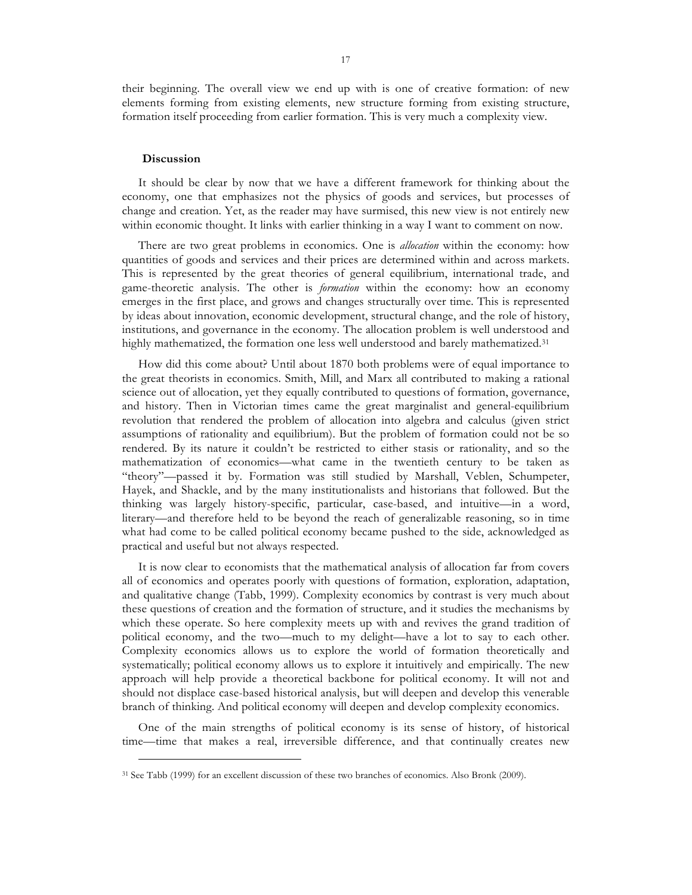their beginning. The overall view we end up with is one of creative formation: of new elements forming from existing elements, new structure forming from existing structure, formation itself proceeding from earlier formation. This is very much a complexity view.

## Discussion

It should be clear by now that we have a different framework for thinking about the economy, one that emphasizes not the physics of goods and services, but processes of change and creation. Yet, as the reader may have surmised, this new view is not entirely new within economic thought. It links with earlier thinking in a way I want to comment on now.

There are two great problems in economics. One is *allocation* within the economy: how quantities of goods and services and their prices are determined within and across markets. This is represented by the great theories of general equilibrium, international trade, and game-theoretic analysis. The other is *formation* within the economy: how an economy emerges in the first place, and grows and changes structurally over time. This is represented by ideas about innovation, economic development, structural change, and the role of history, institutions, and governance in the economy. The allocation problem is well understood and highly mathematized, the formation one less well understood and barely mathematized.[31]

How did this come about? Until about 1870 both problems were of equal importance to the great theorists in economics. Smith, Mill, and Marx all contributed to making a rational science out of allocation, yet they equally contributed to questions of formation, governance, and history. Then in Victorian times came the great marginalist and general-equilibrium revolution that rendered the problem of allocation into algebra and calculus (given strict assumptions of rationality and equilibrium). But the problem of formation could not be so rendered. By its nature it couldn't be restricted to either stasis or rationality, and so the mathematization of economics—what came in the twentieth century to be taken as "theory"—passed it by. Formation was still studied by Marshall, Veblen, Schumpeter, Hayek, and Shackle, and by the many institutionalists and historians that followed. But the thinking was largely history-specific, particular, case-based, and intuitive—in a word, literary—and therefore held to be beyond the reach of generalizable reasoning, so in time what had come to be called political economy became pushed to the side, acknowledged as practical and useful but not always respected.

It is now clear to economists that the mathematical analysis of allocation far from covers all of economics and operates poorly with questions of formation, exploration, adaptation, and qualitative change (Tabb, 1999). Complexity economics by contrast is very much about these questions of creation and the formation of structure, and it studies the mechanisms by which these operate. So here complexity meets up with and revives the grand tradition of political economy, and the two—much to my delight—have a lot to say to each other. Complexity economics allows us to explore the world of formation theoretically and systematically; political economy allows us to explore it intuitively and empirically. The new approach will help provide a theoretical backbone for political economy. It will not and should not displace case-based historical analysis, but will deepen and develop this venerable branch of thinking. And political economy will deepen and develop complexity economics.

One of the main strengths of political economy is its sense of history, of historical time—time that makes a real, irreversible difference, and that continually creates new

[31] See Tabb (1999) for an excellent discussion of these two branches of economics. Also Bronk (2009).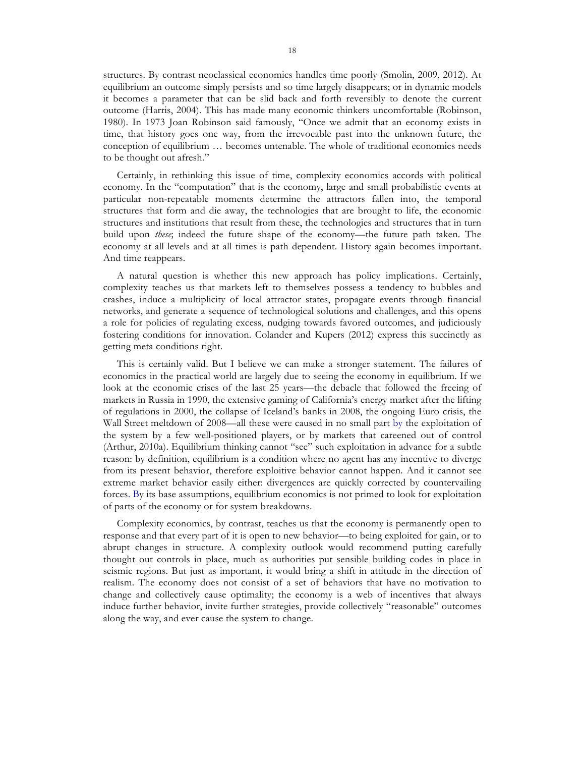structures. By contrast neoclassical economics handles time poorly (Smolin, 2009, 2012). At equilibrium an outcome simply persists and so time largely disappears; or in dynamic models it becomes a parameter that can be slid back and forth reversibly to denote the current outcome (Harris, 2004). This has made many economic thinkers uncomfortable (Robinson, 1980). In 1973 Joan Robinson said famously, "Once we admit that an economy exists in time, that history goes one way, from the irrevocable past into the unknown future, the conception of equilibrium … becomes untenable. The whole of traditional economics needs to be thought out afresh."

Certainly, in rethinking this issue of time, complexity economics accords with political economy. In the "computation" that is the economy, large and small probabilistic events at particular non-repeatable moments determine the attractors fallen into, the temporal structures that form and die away, the technologies that are brought to life, the economic structures and institutions that result from these, the technologies and structures that in turn build upon *these*; indeed the future shape of the economy—the future path taken. The economy at all levels and at all times is path dependent. History again becomes important. And time reappears.

A natural question is whether this new approach has policy implications. Certainly, complexity teaches us that markets left to themselves possess a tendency to bubbles and crashes, induce a multiplicity of local attractor states, propagate events through financial networks, and generate a sequence of technological solutions and challenges, and this opens a role for policies of regulating excess, nudging towards favored outcomes, and judiciously fostering conditions for innovation. Colander and Kupers (2012) express this succinctly as getting meta conditions right.

This is certainly valid. But I believe we can make a stronger statement. The failures of economics in the practical world are largely due to seeing the economy in equilibrium. If we look at the economic crises of the last 25 years—the debacle that followed the freeing of markets in Russia in 1990, the extensive gaming of California's energy market after the lifting of regulations in 2000, the collapse of Iceland's banks in 2008, the ongoing Euro crisis, the Wall Street meltdown of 2008—all these were caused in no small part by the exploitation of the system by a few well-positioned players, or by markets that careened out of control (Arthur, 2010a). Equilibrium thinking cannot "see" such exploitation in advance for a subtle reason: by definition, equilibrium is a condition where no agent has any incentive to diverge from its present behavior, therefore exploitive behavior cannot happen. And it cannot see extreme market behavior easily either: divergences are quickly corrected by countervailing forces. By its base assumptions, equilibrium economics is not primed to look for exploitation of parts of the economy or for system breakdowns.

Complexity economics, by contrast, teaches us that the economy is permanently open to response and that every part of it is open to new behavior—to being exploited for gain, or to abrupt changes in structure. A complexity outlook would recommend putting carefully thought out controls in place, much as authorities put sensible building codes in place in seismic regions. But just as important, it would bring a shift in attitude in the direction of realism. The economy does not consist of a set of behaviors that have no motivation to change and collectively cause optimality; the economy is a web of incentives that always induce further behavior, invite further strategies, provide collectively "reasonable" outcomes along the way, and ever cause the system to change.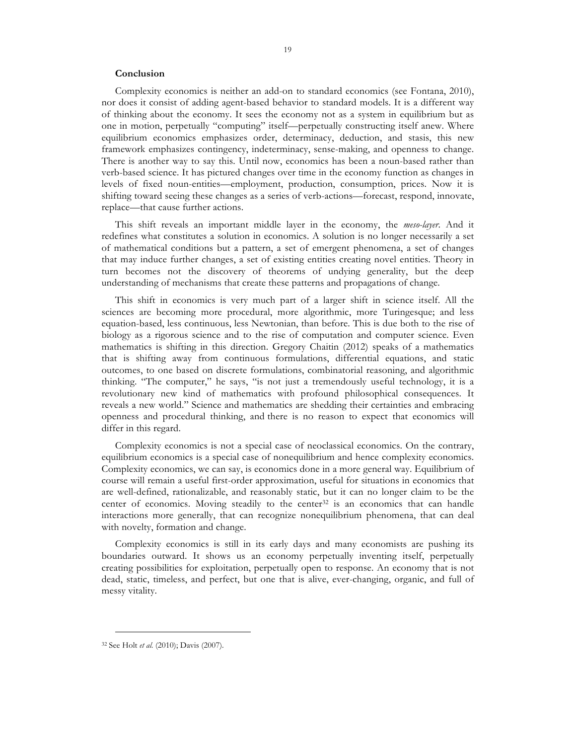**Conclusion**

Complexity economics is neither an add-on to standard economics (see Fontana, 2010), nor does it consist of adding agent-based behavior to standard models. It is a different way of thinking about the economy. It sees the economy not as a system in equilibrium but as one in motion, perpetually "computing" itself—perpetually constructing itself anew. Where equilibrium economics emphasizes order, determinacy, deduction, and stasis, this new framework emphasizes contingency, indeterminacy, sense-making, and openness to change. There is another way to say this. Until now, economics has been a noun-based rather than verb-based science. It has pictured changes over time in the economy function as changes in levels of fixed noun-entities—employment, production, consumption, prices. Now it is shifting toward seeing these changes as a series of verb-actions—forecast, respond, innovate, replace—that cause further actions.

This shift reveals an important middle layer in the economy, the *meso-layer*. And it redefines what constitutes a solution in economics. A solution is no longer necessarily a set of mathematical conditions but a pattern, a set of emergent phenomena, a set of changes that may induce further changes, a set of existing entities creating novel entities. Theory in turn becomes not the discovery of theorems of undying generality, but the deep understanding of mechanisms that create these patterns and propagations of change.

This shift in economics is very much part of a larger shift in science itself. All the sciences are becoming more procedural, more algorithmic, more Turingesque; and less equation-based, less continuous, less Newtonian, than before. This is due both to the rise of biology as a rigorous science and to the rise of computation and computer science. Even mathematics is shifting in this direction. Gregory Chaitin (2012) speaks of a mathematics that is shifting away from continuous formulations, differential equations, and static outcomes, to one based on discrete formulations, combinatorial reasoning, and algorithmic thinking. "The computer," he says, "is not just a tremendously useful technology, it is a revolutionary new kind of mathematics with profound philosophical consequences. It reveals a new world." Science and mathematics are shedding their certainties and embracing openness and procedural thinking, and there is no reason to expect that economics will differ in this regard.

Complexity economics is not a special case of neoclassical economics. On the contrary, equilibrium economics is a special case of nonequilibrium and hence complexity economics. Complexity economics, we can say, is economics done in a more general way. Equilibrium of course will remain a useful first-order approximation, useful for situations in economics that are well-defined, rationalizable, and reasonably static, but it can no longer claim to be the center of economics. Moving steadily to the center[32] is an economics that can handle interactions more generally, that can recognize nonequilibrium phenomena, that can deal with novelty, formation and change.

Complexity economics is still in its early days and many economists are pushing its boundaries outward. It shows us an economy perpetually inventing itself, perpetually creating possibilities for exploitation, perpetually open to response. An economy that is not dead, static, timeless, and perfect, but one that is alive, ever-changing, organic, and full of messy vitality.

---

[32] See Holt *et al.* (2010); Davis (2007).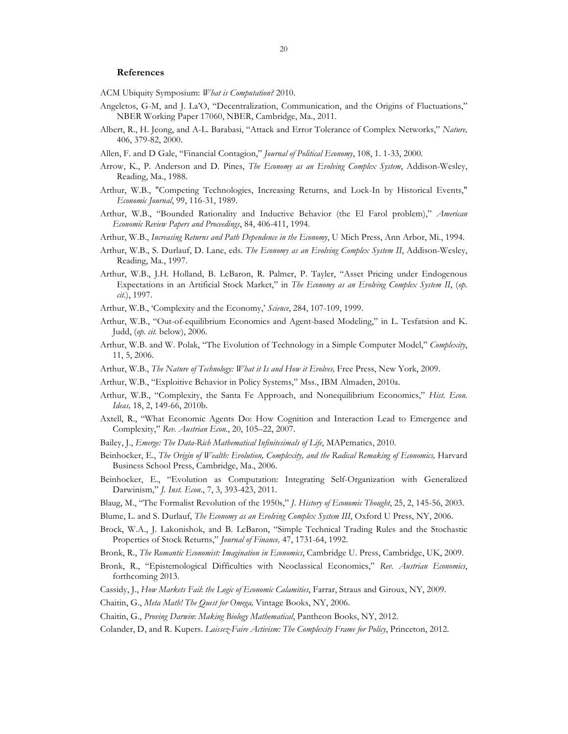## References

ACM Ubiquity Symposium: *What is Computation?* 2010.

Angeletos, G-M, and J. La'O, "Decentralization, Communication, and the Origins of Fluctuations," NBER Working Paper 17060, NBER, Cambridge, Ma., 2011.

Albert, R., H. Jeong, and A-L. Barabasi, "Attack and Error Tolerance of Complex Networks," *Nature,* 406, 379-82, 2000.

Allen, F. and D Gale, "Financial Contagion," *Journal of Political Economy*, 108, 1. 1-33, 2000.

Arrow, K., P. Anderson and D. Pines, *The Economy as an Evolving Complex System*, Addison-Wesley, Reading, Ma., 1988.

Arthur, W.B., "Competing Technologies, Increasing Returns, and Lock-In by Historical Events," *Economic Journal*, 99, 116-31, 1989.

Arthur, W.B., "Bounded Rationality and Inductive Behavior (the El Farol problem)," *American Economic Review Papers and Proceedings*, 84, 406-411, 1994.

Arthur, W.B., *Increasing Returns and Path Dependence in the Economy*, U Mich Press, Ann Arbor, Mi., 1994.

Arthur, W.B., S. Durlauf, D. Lane, eds. *The Economy as an Evolving Complex System II*, Addison-Wesley, Reading, Ma., 1997.

Arthur, W.B., J.H. Holland, B. LeBaron, R. Palmer, P. Tayler, "Asset Pricing under Endogenous Expectations in an Artificial Stock Market," in *The Economy as an Evolving Complex System II*, (*op. cit.*), 1997.

Arthur, W.B., 'Complexity and the Economy,' *Science*, 284, 107-109, 1999.

Arthur, W.B., "Out-of-equilibrium Economics and Agent-based Modeling," in L. Tesfatsion and K. Judd, (*op. cit.* below), 2006.

Arthur, W.B. and W. Polak, "The Evolution of Technology in a Simple Computer Model," *Complexity*, 11, 5, 2006.

Arthur, W.B., *The Nature of Technology: What it Is and How it Evolves,* Free Press, New York, 2009.

Arthur, W.B., "Exploitive Behavior in Policy Systems," Mss., IBM Almaden, 2010a.

Arthur, W.B., "Complexity, the Santa Fe Approach, and Nonequilibrium Economics," *Hist. Econ. Ideas,* 18, 2, 149-66, 2010b.

Axtell, R., "What Economic Agents Do: How Cognition and Interaction Lead to Emergence and Complexity," *Rev. Austrian Econ.*, 20, 105–22, 2007.

Bailey, J., *Emerge: The Data-Rich Mathematical Infinitesimals of Life*, MAPematics, 2010.

Beinhocker, E., *The Origin of Wealth: Evolution, Complexity, and the Radical Remaking of Economics,* Harvard Business School Press, Cambridge, Ma., 2006.

Beinhocker, E., "Evolution as Computation: Integrating Self-Organization with Generalized Darwinism," *J. Inst. Econ*., 7, 3, 393-423, 2011.

Blaug, M., "The Formalist Revolution of the 1950s," *J. History of Economic Thought*, 25, 2, 145-56, 2003.

Blume, L. and S. Durlauf, *The Economy as an Evolving Complex System III*, Oxford U Press, NY, 2006.

Brock, W.A., J. Lakonishok, and B. LeBaron, "Simple Technical Trading Rules and the Stochastic Properties of Stock Returns," *Journal of Finance,* 47, 1731-64, 1992.

Bronk, R., *The Romantic Economist: Imagination in Economics*, Cambridge U. Press, Cambridge, UK, 2009.

Bronk, R., "Epistemological Difficulties with Neoclassical Economics," *Rev. Austrian Economics*, forthcoming 2013.

Cassidy, J., *How Markets Fail*: *the Logic of Economic Calamities*, Farrar, Straus and Giroux, NY, 2009.

Chaitin, G., *Meta Math! The Quest for Omega,* Vintage Books, NY, 2006.

Chaitin, G., *Proving Darwin*: *Making Biology Mathematical*, Pantheon Books, NY, 2012.

Colander, D, and R. Kupers. *Laissez-Faire Activism: The Complexity Frame for Policy*, Princeton, 2012.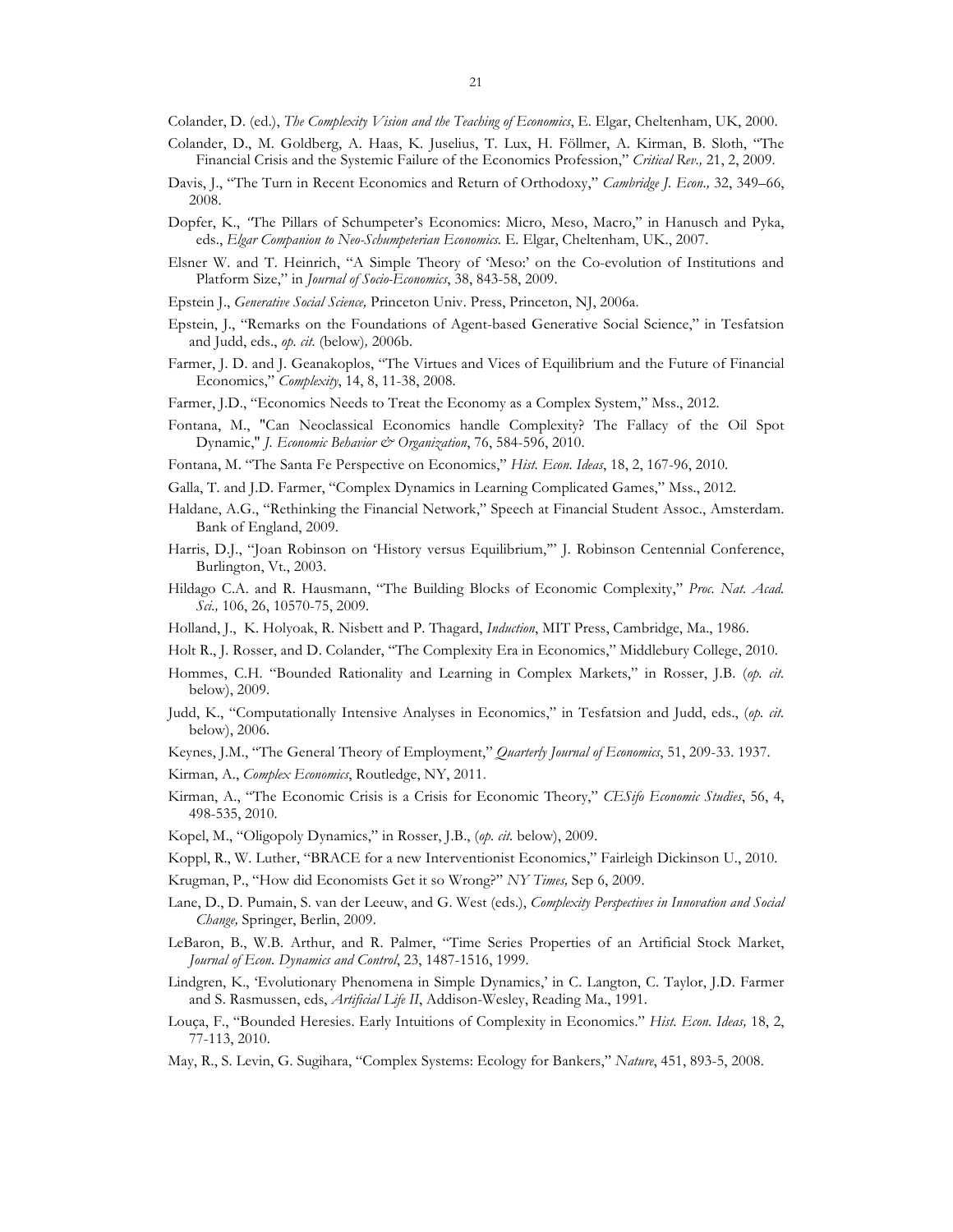Colander, D. (ed.), *The Complexity Vision and the Teaching of Economics*, E. Elgar, Cheltenham, UK, 2000.

Colander, D., M. Goldberg, A. Haas, K. Juselius, T. Lux, H. Föllmer, A. Kirman, B. Sloth, "The Financial Crisis and the Systemic Failure of the Economics Profession," *Critical Rev.,* 21, 2, 2009.

Davis, J., "The Turn in Recent Economics and Return of Orthodoxy," *Cambridge J. Econ.,* 32, 349–66, 2008.

Dopfer, K., "The Pillars of Schumpeter's Economics: Micro, Meso, Macro," in Hanusch and Pyka, eds., *Elgar Companion to Neo-Schumpeterian Economics.* E. Elgar, Cheltenham, UK., 2007.

Elsner W. and T. Heinrich, "A Simple Theory of 'Meso:' on the Co-evolution of Institutions and Platform Size," in *Journal of Socio-Economics*, 38, 843-58, 2009.

Epstein J., *Generative Social Science,* Princeton Univ. Press, Princeton, NJ, 2006a.

Epstein, J., "Remarks on the Foundations of Agent-based Generative Social Science," in Tesfatsion and Judd, eds., *op. cit.* (below)*,* 2006b.

Farmer, J. D. and J. Geanakoplos, "The Virtues and Vices of Equilibrium and the Future of Financial Economics," *Complexity*, 14, 8, 11-38, 2008.

Farmer, J.D., "Economics Needs to Treat the Economy as a Complex System," Mss., 2012.

Fontana, M., "Can Neoclassical Economics handle Complexity? The Fallacy of the Oil Spot Dynamic," *J. Economic Behavior & Organization*, 76, 584-596, 2010.

Fontana, M. "The Santa Fe Perspective on Economics," *Hist. Econ. Ideas*, 18, 2, 167-96, 2010.

Galla, T. and J.D. Farmer, "Complex Dynamics in Learning Complicated Games," Mss., 2012.

Haldane, A.G., "Rethinking the Financial Network," Speech at Financial Student Assoc., Amsterdam. Bank of England, 2009.

Harris, D.J., "Joan Robinson on 'History versus Equilibrium,'" J. Robinson Centennial Conference, Burlington, Vt., 2003.

Hildago C.A. and R. Hausmann, "The Building Blocks of Economic Complexity," *Proc. Nat. Acad. Sci.,* 106, 26, 10570-75, 2009.

Holland, J., K. Holyoak, R. Nisbett and P. Thagard, *Induction*, MIT Press, Cambridge, Ma., 1986.

Holt R., J. Rosser, and D. Colander, "The Complexity Era in Economics," Middlebury College, 2010.

Hommes, C.H. "Bounded Rationality and Learning in Complex Markets," in Rosser, J.B. (*op. cit.* below), 2009.

Judd, K., "Computationally Intensive Analyses in Economics," in Tesfatsion and Judd, eds., (*op. cit.* below), 2006.

Keynes, J.M., "The General Theory of Employment," *Quarterly Journal of Economics*, 51, 209-33. 1937.

Kirman, A., *Complex Economics*, Routledge, NY, 2011.

Kirman, A., "The Economic Crisis is a Crisis for Economic Theory," *CESifo Economic Studies*, 56, 4, 498-535, 2010.

Kopel, M., "Oligopoly Dynamics," in Rosser, J.B., (*op. cit.* below), 2009.

Koppl, R., W. Luther, "BRACE for a new Interventionist Economics," Fairleigh Dickinson U., 2010.

Krugman, P., "How did Economists Get it so Wrong?" *NY Times,* Sep 6, 2009.

Lane, D., D. Pumain, S. van der Leeuw, and G. West (eds.), *Complexity Perspectives in Innovation and Social Change,* Springer, Berlin, 2009.

LeBaron, B., W.B. Arthur, and R. Palmer, "Time Series Properties of an Artificial Stock Market, *Journal of Econ. Dynamics and Control*, 23, 1487-1516, 1999.

Lindgren, K., 'Evolutionary Phenomena in Simple Dynamics,' in C. Langton, C. Taylor, J.D. Farmer and S. Rasmussen, eds, *Artificial Life II*, Addison-Wesley, Reading Ma., 1991.

Louça, F., "Bounded Heresies. Early Intuitions of Complexity in Economics." *Hist. Econ. Ideas,* 18, 2, 77-113, 2010.

May, R., S. Levin, G. Sugihara, "Complex Systems: Ecology for Bankers," *Nature*, 451, 893-5, 2008.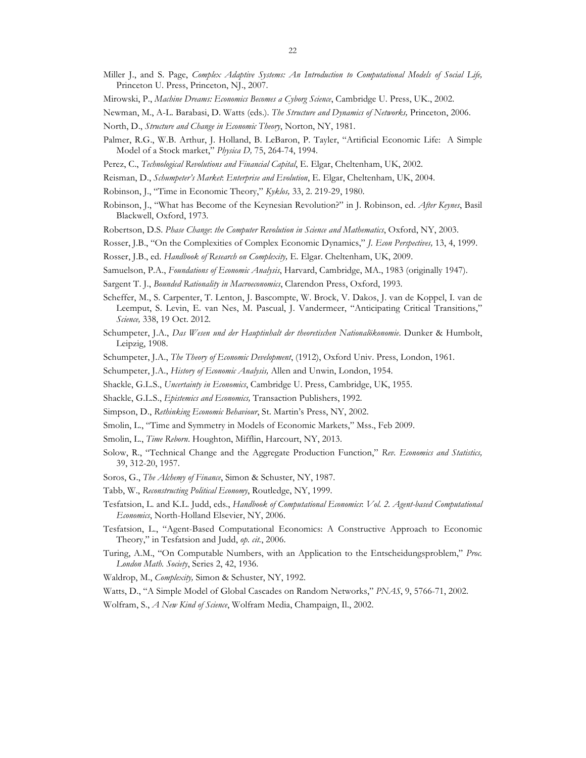Miller J., and S. Page, *Complex Adaptive Systems: An Introduction to Computational Models of Social Life,* Princeton U. Press, Princeton, NJ., 2007.

Mirowski, P., *Machine Dreams: Economics Becomes a Cyborg Science*, Cambridge U. Press, UK., 2002.

Newman, M., A-L. Barabasi, D. Watts (eds.). *The Structure and Dynamics of Networks,* Princeton, 2006.

North, D., *Structure and Change in Economic Theory*, Norton, NY, 1981.

Palmer, R.G., W.B. Arthur, J. Holland, B. LeBaron, P. Tayler, "Artificial Economic Life: A Simple Model of a Stock market," *Physica D,* 75, 264-74, 1994.

Perez, C., *Technological Revolutions and Financial Capital*, E. Elgar, Cheltenham, UK, 2002.

Reisman, D., *Schumpeter's Market*: *Enterprise and Evolution*, E. Elgar, Cheltenham, UK, 2004.

Robinson, J., "Time in Economic Theory," *Kyklos,* 33, 2. 219-29, 1980.

Robinson, J., "What has Become of the Keynesian Revolution?" in J. Robinson, ed. *After Keynes*, Basil Blackwell, Oxford, 1973.

Robertson, D.S. *Phase Change*: *the Computer Revolution in Science and Mathematics*, Oxford, NY, 2003.

Rosser, J.B., "On the Complexities of Complex Economic Dynamics," *J. Econ Perspectives,* 13, 4, 1999.

Rosser, J.B., ed. *Handbook of Research on Complexity,* E. Elgar. Cheltenham, UK, 2009.

Samuelson, P.A., *Foundations of Economic Analysis*, Harvard, Cambridge, MA., 1983 (originally 1947).

Sargent T. J., *Bounded Rationality in Macroeconomics*, Clarendon Press, Oxford, 1993.

Scheffer, M., S. Carpenter, T. Lenton, J. Bascompte, W. Brock, V. Dakos, J. van de Koppel, I. van de Leemput, S. Levin, E. van Nes, M. Pascual, J. Vandermeer, "Anticipating Critical Transitions," *Science,* 338, 19 Oct. 2012.

Schumpeter, J.A., *Das Wesen und der Hauptinhalt der theoretischen Nationalökonomie*. Dunker & Humbolt, Leipzig, 1908.

Schumpeter, J.A., *The Theory of Economic Development*, (1912), Oxford Univ. Press, London, 1961.

Schumpeter, J.A., *History of Economic Analysis,* Allen and Unwin, London, 1954.

Shackle, G.L.S., *Uncertainty in Economics*, Cambridge U. Press, Cambridge, UK, 1955.

Shackle, G.L.S., *Epistemics and Economics,* Transaction Publishers, 1992.

Simpson, D., *Rethinking Economic Behaviour*, St. Martin's Press, NY, 2002.

Smolin, L., "Time and Symmetry in Models of Economic Markets," Mss., Feb 2009.

Smolin, L., *Time Reborn*. Houghton, Mifflin, Harcourt, NY, 2013.

Solow, R., "Technical Change and the Aggregate Production Function," *Rev. Economics and Statistics,* 39, 312-20, 1957.

Soros, G., *The Alchemy of Finance*, Simon & Schuster, NY, 1987.

Tabb, W., *Reconstructing Political Economy*, Routledge, NY, 1999.

Tesfatsion, L. and K.L. Judd, eds., *Handbook of Computational Economics*: *Vol. 2. Agent-based Computational Economics*, North-Holland Elsevier, NY, 2006.

Tesfatsion, L., "Agent-Based Computational Economics: A Constructive Approach to Economic Theory," in Tesfatsion and Judd, *op. cit.*, 2006.

Turing, A.M., "On Computable Numbers, with an Application to the Entscheidungsproblem," *Proc. London Math. Society*, Series 2, 42, 1936.

Waldrop, M., *Complexity,* Simon & Schuster, NY, 1992.

Watts, D., "A Simple Model of Global Cascades on Random Networks," *PNAS*, 9, 5766-71, 2002.

Wolfram, S., *A New Kind of Science*, Wolfram Media, Champaign, Il., 2002.